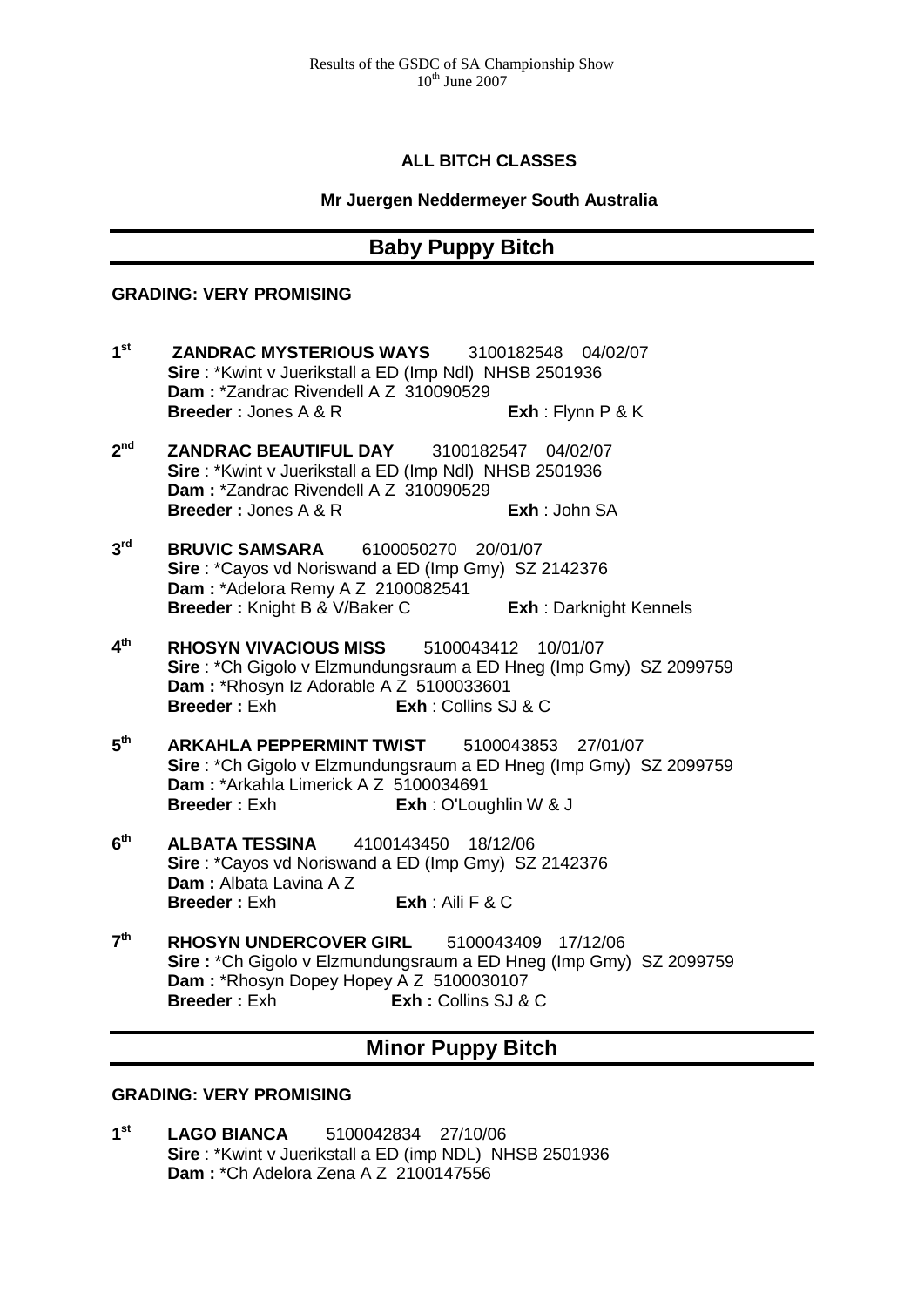Results of the GSDC of SA Championship Show
10th June 2007

**ALL BITCH CLASSES**

**Mr Juergen Neddermeyer South Australia**

## Baby Puppy Bitch

**GRADING: VERY PROMISING**

**1st** **ZANDRAC MYSTERIOUS WAYS** 3100182548 04/02/07
**Sire** : *Kwint v Juerikstall a ED (Imp Ndl) NHSB 2501936
**Dam :** *Zandrac Rivendell A Z 310090529
**Breeder :** Jones A & R **Exh** : Flynn P & K

**2nd** **ZANDRAC BEAUTIFUL DAY** 3100182547 04/02/07
**Sire** : *Kwint v Juerikstall a ED (Imp Ndl) NHSB 2501936
**Dam :** *Zandrac Rivendell A Z 310090529
**Breeder :** Jones A & R **Exh** : John SA

**3rd** **BRUVIC SAMSARA** 6100050270 20/01/07
**Sire** : *Cayos vd Noriswand a ED (Imp Gmy) SZ 2142376
**Dam :** *Adelora Remy A Z 2100082541
**Breeder :** Knight B & V/Baker C **Exh** : Darknight Kennels

**4th** **RHOSYN VIVACIOUS MISS** 5100043412 10/01/07
**Sire** : *Ch Gigolo v Elzmundungsraum a ED Hneg (Imp Gmy) SZ 2099759
**Dam :** *Rhosyn Iz Adorable A Z 5100033601
**Breeder :** Exh **Exh** : Collins SJ & C

**5th** **ARKAHLA PEPPERMINT TWIST** 5100043853 27/01/07
**Sire** : *Ch Gigolo v Elzmundungsraum a ED Hneg (Imp Gmy) SZ 2099759
**Dam :** *Arkahla Limerick A Z 5100034691
**Breeder :** Exh **Exh** : O'Loughlin W & J

**6th** **ALBATA TESSINA** 4100143450 18/12/06
**Sire** : *Cayos vd Noriswand a ED (Imp Gmy) SZ 2142376
**Dam :** Albata Lavina A Z
**Breeder :** Exh **Exh** : Aili F & C

**7th** **RHOSYN UNDERCOVER GIRL** 5100043409 17/12/06
**Sire :** *Ch Gigolo v Elzmundungsraum a ED Hneg (Imp Gmy) SZ 2099759
**Dam :** *Rhosyn Dopey Hopey A Z 5100030107
**Breeder :** Exh **Exh :** Collins SJ & C

## Minor Puppy Bitch

**GRADING: VERY PROMISING**

**1st** **LAGO BIANCA** 5100042834 27/10/06
**Sire** : *Kwint v Juerikstall a ED (imp NDL) NHSB 2501936
**Dam :** *Ch Adelora Zena A Z 2100147556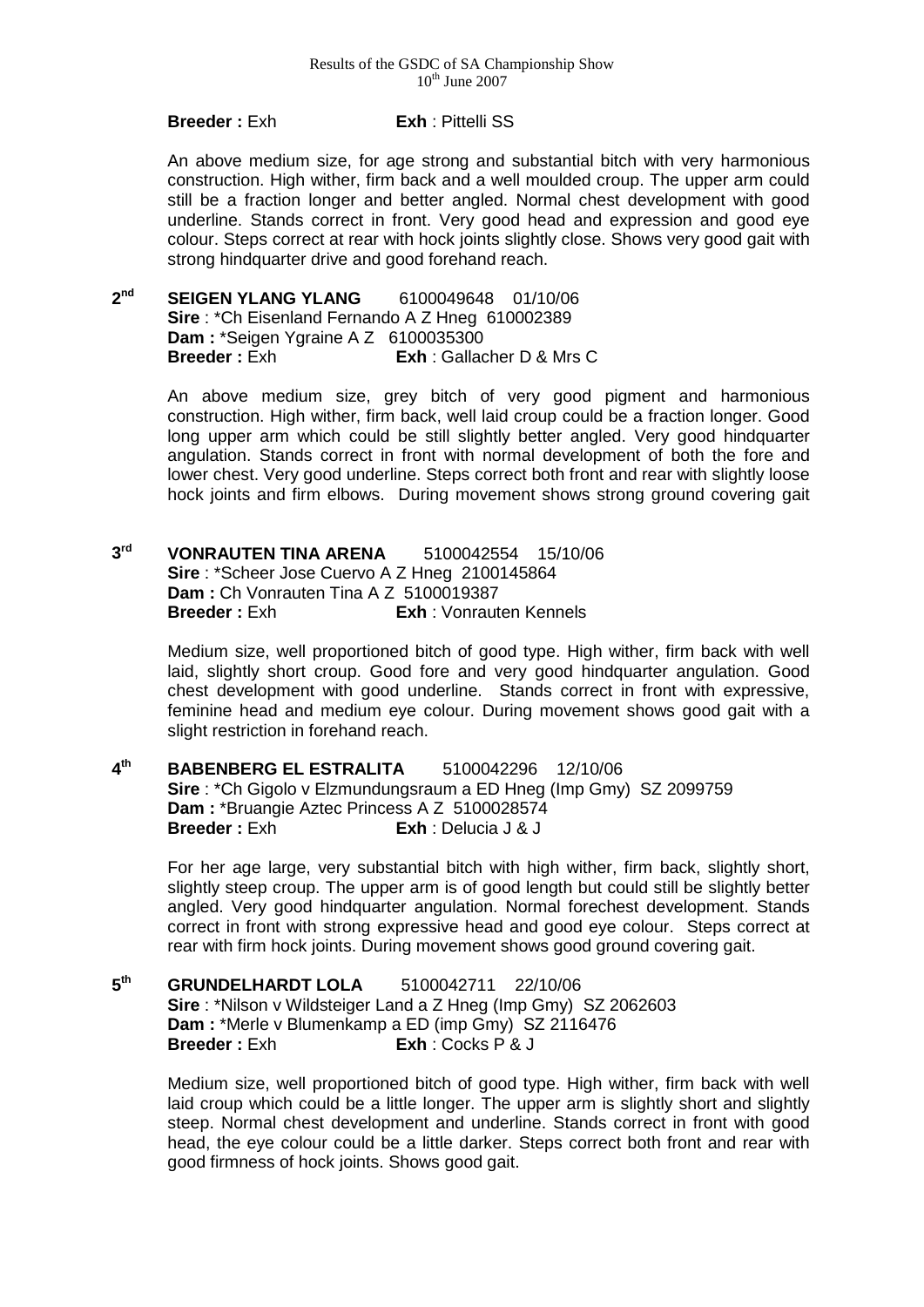**Breeder :** Exh **Exh** : Pittelli SS

An above medium size, for age strong and substantial bitch with very harmonious construction. High wither, firm back and a well moulded croup. The upper arm could still be a fraction longer and better angled. Normal chest development with good underline. Stands correct in front. Very good head and expression and good eye colour. Steps correct at rear with hock joints slightly close. Shows very good gait with strong hindquarter drive and good forehand reach.

**2nd SEIGEN YLANG YLANG** 6100049648 01/10/06
**Sire** : *Ch Eisenland Fernando A Z Hneg 610002389
**Dam :** *Seigen Ygraine A Z 6100035300
**Breeder :** Exh **Exh** : Gallacher D & Mrs C

An above medium size, grey bitch of very good pigment and harmonious construction. High wither, firm back, well laid croup could be a fraction longer. Good long upper arm which could be still slightly better angled. Very good hindquarter angulation. Stands correct in front with normal development of both the fore and lower chest. Very good underline. Steps correct both front and rear with slightly loose hock joints and firm elbows. During movement shows strong ground covering gait

**3rd VONRAUTEN TINA ARENA** 5100042554 15/10/06
**Sire** : *Scheer Jose Cuervo A Z Hneg 2100145864
**Dam :** Ch Vonrauten Tina A Z 5100019387
**Breeder :** Exh **Exh** : Vonrauten Kennels

Medium size, well proportioned bitch of good type. High wither, firm back with well laid, slightly short croup. Good fore and very good hindquarter angulation. Good chest development with good underline. Stands correct in front with expressive, feminine head and medium eye colour. During movement shows good gait with a slight restriction in forehand reach.

**4th BABENBERG EL ESTRALITA** 5100042296 12/10/06
**Sire** : *Ch Gigolo v Elzmundungsraum a ED Hneg (Imp Gmy) SZ 2099759
**Dam :** *Bruangie Aztec Princess A Z 5100028574
**Breeder :** Exh **Exh** : Delucia J & J

For her age large, very substantial bitch with high wither, firm back, slightly short, slightly steep croup. The upper arm is of good length but could still be slightly better angled. Very good hindquarter angulation. Normal forechest development. Stands correct in front with strong expressive head and good eye colour. Steps correct at rear with firm hock joints. During movement shows good ground covering gait.

**5th GRUNDELHARDT LOLA** 5100042711 22/10/06
**Sire** : *Nilson v Wildsteiger Land a Z Hneg (Imp Gmy) SZ 2062603
**Dam :** *Merle v Blumenkamp a ED (imp Gmy) SZ 2116476
**Breeder :** Exh **Exh** : Cocks P & J

Medium size, well proportioned bitch of good type. High wither, firm back with well laid croup which could be a little longer. The upper arm is slightly short and slightly steep. Normal chest development and underline. Stands correct in front with good head, the eye colour could be a little darker. Steps correct both front and rear with good firmness of hock joints. Shows good gait.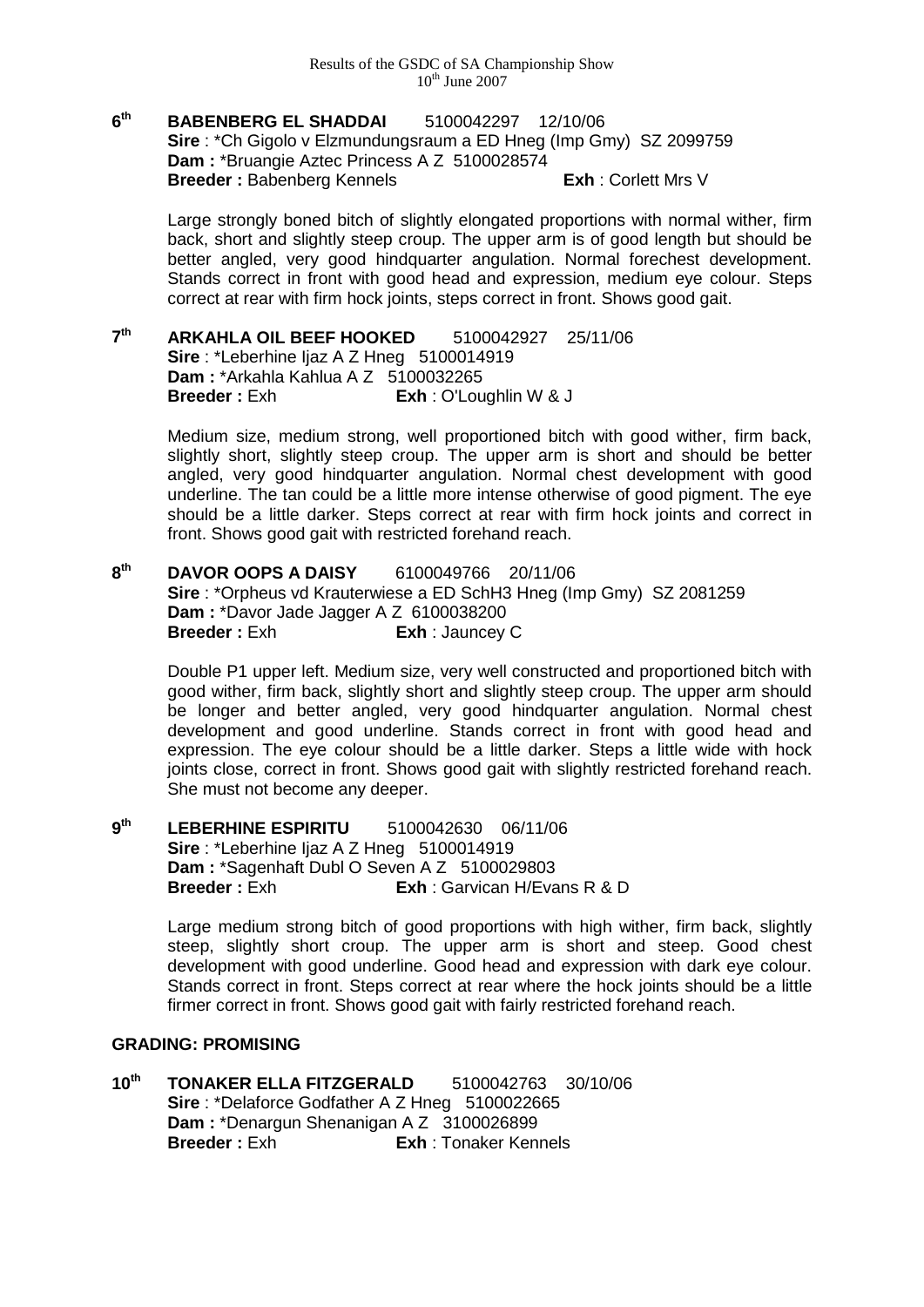**6th BABENBERG EL SHADDAI** 5100042297 12/10/06
**Sire** : *Ch Gigolo v Elzmundungsraum a ED Hneg (Imp Gmy) SZ 2099759
**Dam :** *Bruangie Aztec Princess A Z 5100028574
**Breeder :** Babenberg Kennels **Exh** : Corlett Mrs V

Large strongly boned bitch of slightly elongated proportions with normal wither, firm back, short and slightly steep croup. The upper arm is of good length but should be better angled, very good hindquarter angulation. Normal forechest development. Stands correct in front with good head and expression, medium eye colour. Steps correct at rear with firm hock joints, steps correct in front. Shows good gait.

**7th ARKAHLA OIL BEEF HOOKED** 5100042927 25/11/06
**Sire** : *Leberhine Ijaz A Z Hneg 5100014919
**Dam :** *Arkahla Kahlua A Z 5100032265
**Breeder :** Exh **Exh** : O'Loughlin W & J

Medium size, medium strong, well proportioned bitch with good wither, firm back, slightly short, slightly steep croup. The upper arm is short and should be better angled, very good hindquarter angulation. Normal chest development with good underline. The tan could be a little more intense otherwise of good pigment. The eye should be a little darker. Steps correct at rear with firm hock joints and correct in front. Shows good gait with restricted forehand reach.

**8th DAVOR OOPS A DAISY** 6100049766 20/11/06
**Sire** : *Orpheus vd Krauterwiese a ED SchH3 Hneg (Imp Gmy) SZ 2081259
**Dam :** *Davor Jade Jagger A Z 6100038200
**Breeder :** Exh **Exh** : Jauncey C

Double P1 upper left. Medium size, very well constructed and proportioned bitch with good wither, firm back, slightly short and slightly steep croup. The upper arm should be longer and better angled, very good hindquarter angulation. Normal chest development and good underline. Stands correct in front with good head and expression. The eye colour should be a little darker. Steps a little wide with hock joints close, correct in front. Shows good gait with slightly restricted forehand reach. She must not become any deeper.

**9th LEBERHINE ESPIRITU** 5100042630 06/11/06
**Sire** : *Leberhine Ijaz A Z Hneg 5100014919
**Dam :** *Sagenhaft Dubl O Seven A Z 5100029803
**Breeder :** Exh **Exh** : Garvican H/Evans R & D

Large medium strong bitch of good proportions with high wither, firm back, slightly steep, slightly short croup. The upper arm is short and steep. Good chest development with good underline. Good head and expression with dark eye colour. Stands correct in front. Steps correct at rear where the hock joints should be a little firmer correct in front. Shows good gait with fairly restricted forehand reach.

**GRADING: PROMISING**

**10th TONAKER ELLA FITZGERALD** 5100042763 30/10/06
**Sire** : *Delaforce Godfather A Z Hneg 5100022665
**Dam :** *Denargun Shenanigan A Z 3100026899
**Breeder :** Exh **Exh** : Tonaker Kennels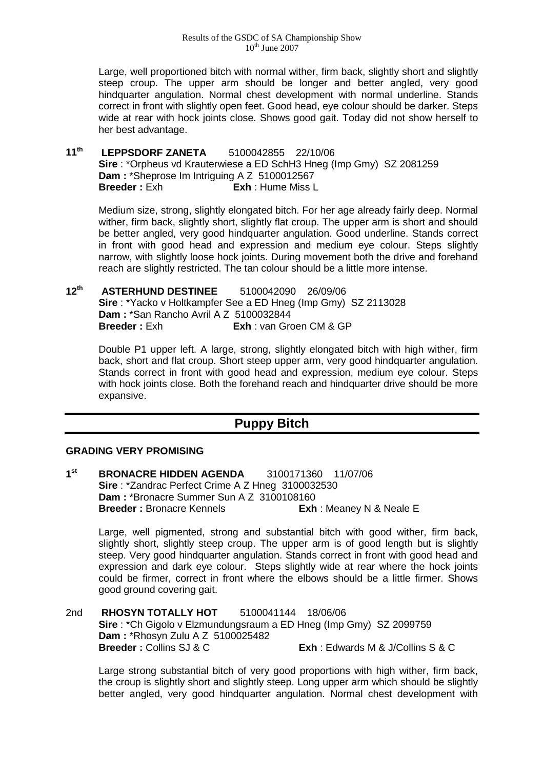Large, well proportioned bitch with normal wither, firm back, slightly short and slightly steep croup. The upper arm should be longer and better angled, very good hindquarter angulation. Normal chest development with normal underline. Stands correct in front with slightly open feet. Good head, eye colour should be darker. Steps wide at rear with hock joints close. Shows good gait. Today did not show herself to her best advantage.

**11th** **LEPPSDORF ZANETA** 5100042855 22/10/06
**Sire** : *Orpheus vd Krauterwiese a ED SchH3 Hneg (Imp Gmy) SZ 2081259
**Dam :** *Sheprose Im Intriguing A Z 5100012567
**Breeder :** Exh **Exh** : Hume Miss L

Medium size, strong, slightly elongated bitch. For her age already fairly deep. Normal wither, firm back, slightly short, slightly flat croup. The upper arm is short and should be better angled, very good hindquarter angulation. Good underline. Stands correct in front with good head and expression and medium eye colour. Steps slightly narrow, with slightly loose hock joints. During movement both the drive and forehand reach are slightly restricted. The tan colour should be a little more intense.

**12th** **ASTERHUND DESTINEE** 5100042090 26/09/06
**Sire** : *Yacko v Holtkampfer See a ED Hneg (Imp Gmy) SZ 2113028
**Dam :** *San Rancho Avril A Z 5100032844
**Breeder :** Exh **Exh** : van Groen CM & GP

Double P1 upper left. A large, strong, slightly elongated bitch with high wither, firm back, short and flat croup. Short steep upper arm, very good hindquarter angulation. Stands correct in front with good head and expression, medium eye colour. Steps with hock joints close. Both the forehand reach and hindquarter drive should be more expansive.

## Puppy Bitch

### GRADING VERY PROMISING

**1st** **BRONACRE HIDDEN AGENDA** 3100171360 11/07/06
**Sire** : *Zandrac Perfect Crime A Z Hneg 3100032530
**Dam :** *Bronacre Summer Sun A Z 3100108160
**Breeder :** Bronacre Kennels **Exh** : Meaney N & Neale E

Large, well pigmented, strong and substantial bitch with good wither, firm back, slightly short, slightly steep croup. The upper arm is of good length but is slightly steep. Very good hindquarter angulation. Stands correct in front with good head and expression and dark eye colour. Steps slightly wide at rear where the hock joints could be firmer, correct in front where the elbows should be a little firmer. Shows good ground covering gait.

2nd **RHOSYN TOTALLY HOT** 5100041144 18/06/06
**Sire** : *Ch Gigolo v Elzmundungsraum a ED Hneg (Imp Gmy) SZ 2099759
**Dam :** *Rhosyn Zulu A Z 5100025482
**Breeder :** Collins SJ & C **Exh** : Edwards M & J/Collins S & C

Large strong substantial bitch of very good proportions with high wither, firm back, the croup is slightly short and slightly steep. Long upper arm which should be slightly better angled, very good hindquarter angulation. Normal chest development with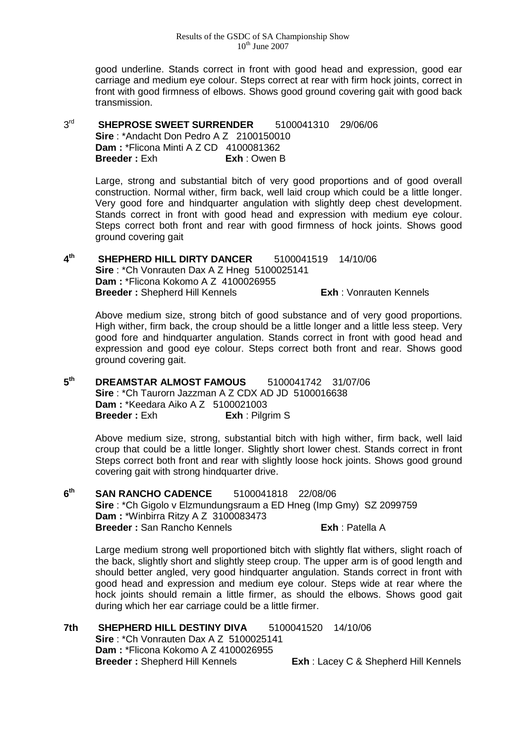good underline. Stands correct in front with good head and expression, good ear carriage and medium eye colour. Steps correct at rear with firm hock joints, correct in front with good firmness of elbows. Shows good ground covering gait with good back transmission.

**3rd SHEPROSE SWEET SURRENDER** 5100041310 29/06/06
**Sire** : *Andacht Don Pedro A Z 2100150010
**Dam :** *Flicona Minti A Z CD 4100081362
**Breeder :** Exh **Exh** : Owen B

Large, strong and substantial bitch of very good proportions and of good overall construction. Normal wither, firm back, well laid croup which could be a little longer. Very good fore and hindquarter angulation with slightly deep chest development. Stands correct in front with good head and expression with medium eye colour. Steps correct both front and rear with good firmness of hock joints. Shows good ground covering gait

**4th SHEPHERD HILL DIRTY DANCER** 5100041519 14/10/06
**Sire** : *Ch Vonrauten Dax A Z Hneg 5100025141
**Dam :** *Flicona Kokomo A Z 4100026955
**Breeder :** Shepherd Hill Kennels **Exh** : Vonrauten Kennels

Above medium size, strong bitch of good substance and of very good proportions. High wither, firm back, the croup should be a little longer and a little less steep. Very good fore and hindquarter angulation. Stands correct in front with good head and expression and good eye colour. Steps correct both front and rear. Shows good ground covering gait.

**5th DREAMSTAR ALMOST FAMOUS** 5100041742 31/07/06
**Sire** : *Ch Taurorn Jazzman A Z CDX AD JD 5100016638
**Dam :** *Keedara Aiko A Z 5100021003
**Breeder :** Exh **Exh** : Pilgrim S

Above medium size, strong, substantial bitch with high wither, firm back, well laid croup that could be a little longer. Slightly short lower chest. Stands correct in front Steps correct both front and rear with slightly loose hock joints. Shows good ground covering gait with strong hindquarter drive.

**6th SAN RANCHO CADENCE** 5100041818 22/08/06
**Sire** : *Ch Gigolo v Elzmundungsraum a ED Hneg (Imp Gmy) SZ 2099759
**Dam :** *Winbirra Ritzy A Z 3100083473
**Breeder :** San Rancho Kennels **Exh** : Patella A

Large medium strong well proportioned bitch with slightly flat withers, slight roach of the back, slightly short and slightly steep croup. The upper arm is of good length and should better angled, very good hindquarter angulation. Stands correct in front with good head and expression and medium eye colour. Steps wide at rear where the hock joints should remain a little firmer, as should the elbows. Shows good gait during which her ear carriage could be a little firmer.

**7th SHEPHERD HILL DESTINY DIVA** 5100041520 14/10/06
**Sire** : *Ch Vonrauten Dax A Z 5100025141
**Dam :** *Flicona Kokomo A Z 4100026955
**Breeder :** Shepherd Hill Kennels **Exh** : Lacey C & Shepherd Hill Kennels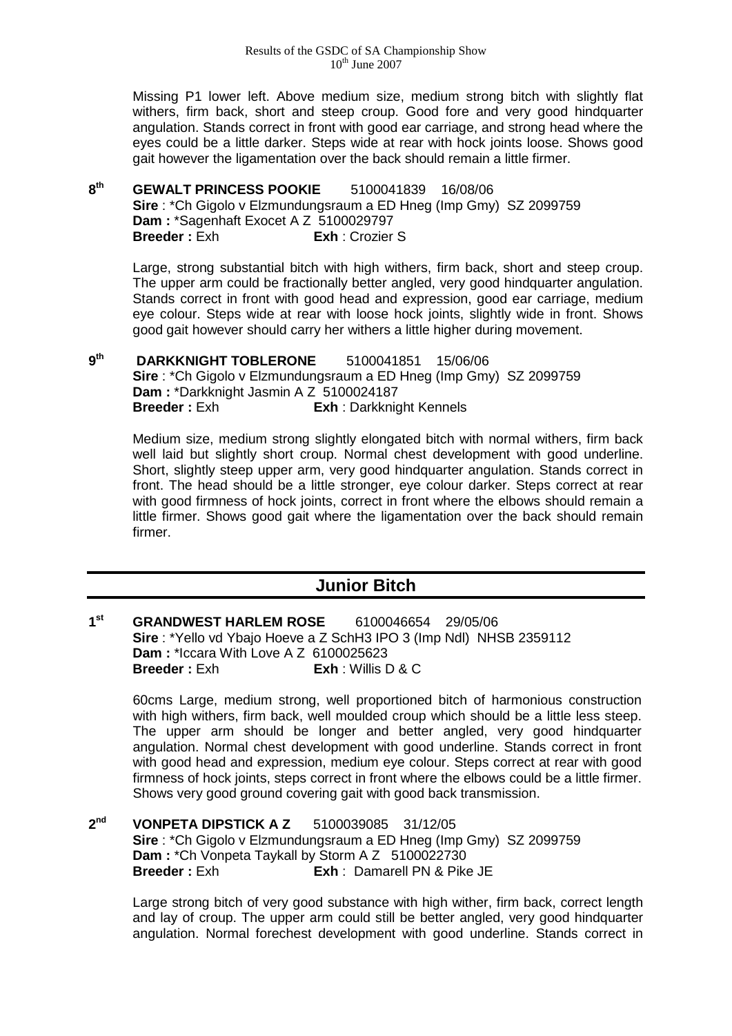Missing P1 lower left. Above medium size, medium strong bitch with slightly flat withers, firm back, short and steep croup. Good fore and very good hindquarter angulation. Stands correct in front with good ear carriage, and strong head where the eyes could be a little darker. Steps wide at rear with hock joints loose. Shows good gait however the ligamentation over the back should remain a little firmer.

**8th GEWALT PRINCESS POOKIE** 5100041839 16/08/06
**Sire** : *Ch Gigolo v Elzmundungsraum a ED Hneg (Imp Gmy) SZ 2099759
**Dam :** *Sagenhaft Exocet A Z 5100029797
**Breeder :** Exh **Exh** : Crozier S

Large, strong substantial bitch with high withers, firm back, short and steep croup. The upper arm could be fractionally better angled, very good hindquarter angulation. Stands correct in front with good head and expression, good ear carriage, medium eye colour. Steps wide at rear with loose hock joints, slightly wide in front. Shows good gait however should carry her withers a little higher during movement.

**9th DARKKNIGHT TOBLERONE** 5100041851 15/06/06
**Sire** : *Ch Gigolo v Elzmundungsraum a ED Hneg (Imp Gmy) SZ 2099759
**Dam :** *Darkknight Jasmin A Z 5100024187
**Breeder :** Exh **Exh** : Darkknight Kennels

Medium size, medium strong slightly elongated bitch with normal withers, firm back well laid but slightly short croup. Normal chest development with good underline. Short, slightly steep upper arm, very good hindquarter angulation. Stands correct in front. The head should be a little stronger, eye colour darker. Steps correct at rear with good firmness of hock joints, correct in front where the elbows should remain a little firmer. Shows good gait where the ligamentation over the back should remain firmer.

## Junior Bitch

**1st GRANDWEST HARLEM ROSE** 6100046654 29/05/06
**Sire** : *Yello vd Ybajo Hoeve a Z SchH3 IPO 3 (Imp Ndl) NHSB 2359112
**Dam :** *Iccara With Love A Z 6100025623
**Breeder :** Exh **Exh** : Willis D & C

60cms Large, medium strong, well proportioned bitch of harmonious construction with high withers, firm back, well moulded croup which should be a little less steep. The upper arm should be longer and better angled, very good hindquarter angulation. Normal chest development with good underline. Stands correct in front with good head and expression, medium eye colour. Steps correct at rear with good firmness of hock joints, steps correct in front where the elbows could be a little firmer. Shows very good ground covering gait with good back transmission.

**2nd VONPETA DIPSTICK A Z** 5100039085 31/12/05
**Sire** : *Ch Gigolo v Elzmundungsraum a ED Hneg (Imp Gmy) SZ 2099759
**Dam :** *Ch Vonpeta Taykall by Storm A Z 5100022730
**Breeder :** Exh **Exh** : Damarell PN & Pike JE

Large strong bitch of very good substance with high wither, firm back, correct length and lay of croup. The upper arm could still be better angled, very good hindquarter angulation. Normal forechest development with good underline. Stands correct in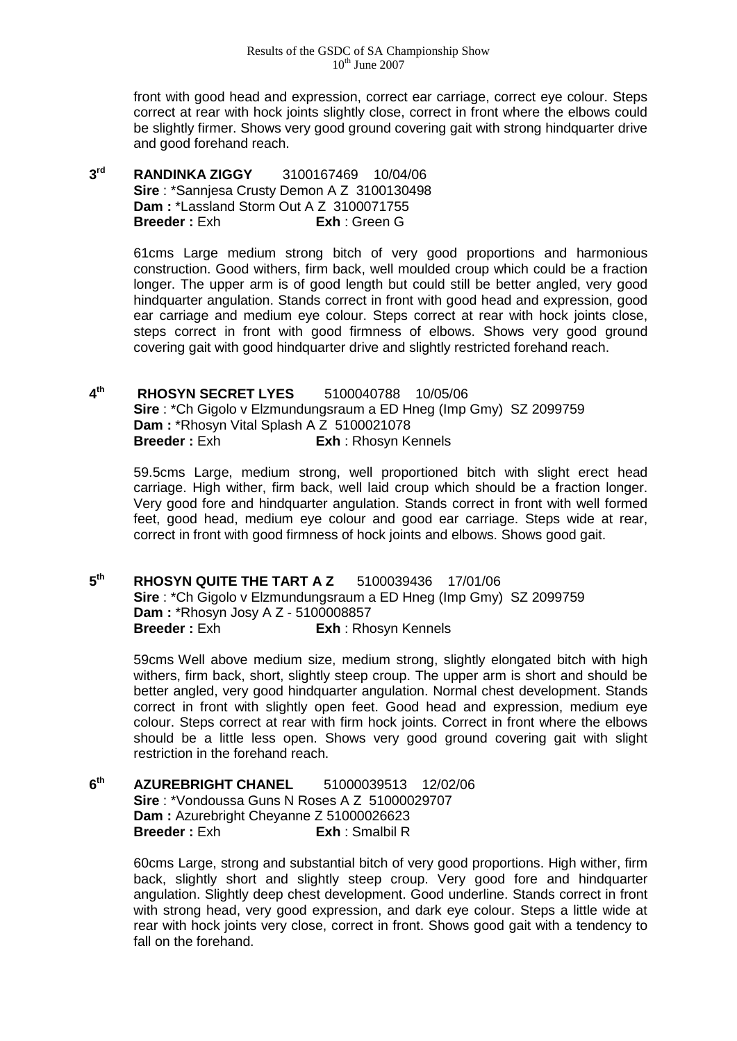front with good head and expression, correct ear carriage, correct eye colour. Steps correct at rear with hock joints slightly close, correct in front where the elbows could be slightly firmer. Shows very good ground covering gait with strong hindquarter drive and good forehand reach.

**3rd** **RANDINKA ZIGGY** 3100167469 10/04/06
**Sire** : *Sannjesa Crusty Demon A Z 3100130498
**Dam :** *Lassland Storm Out A Z 3100071755
**Breeder :** Exh **Exh** : Green G

61cms Large medium strong bitch of very good proportions and harmonious construction. Good withers, firm back, well moulded croup which could be a fraction longer. The upper arm is of good length but could still be better angled, very good hindquarter angulation. Stands correct in front with good head and expression, good ear carriage and medium eye colour. Steps correct at rear with hock joints close, steps correct in front with good firmness of elbows. Shows very good ground covering gait with good hindquarter drive and slightly restricted forehand reach.

**4th** **RHOSYN SECRET LYES** 5100040788 10/05/06
**Sire** : *Ch Gigolo v Elzmundungsraum a ED Hneg (Imp Gmy) SZ 2099759
**Dam :** *Rhosyn Vital Splash A Z 5100021078
**Breeder :** Exh **Exh** : Rhosyn Kennels

59.5cms Large, medium strong, well proportioned bitch with slight erect head carriage. High wither, firm back, well laid croup which should be a fraction longer. Very good fore and hindquarter angulation. Stands correct in front with well formed feet, good head, medium eye colour and good ear carriage. Steps wide at rear, correct in front with good firmness of hock joints and elbows. Shows good gait.

**5th** **RHOSYN QUITE THE TART A Z** 5100039436 17/01/06
**Sire** : *Ch Gigolo v Elzmundungsraum a ED Hneg (Imp Gmy) SZ 2099759
**Dam :** *Rhosyn Josy A Z - 5100008857
**Breeder :** Exh **Exh** : Rhosyn Kennels

59cms Well above medium size, medium strong, slightly elongated bitch with high withers, firm back, short, slightly steep croup. The upper arm is short and should be better angled, very good hindquarter angulation. Normal chest development. Stands correct in front with slightly open feet. Good head and expression, medium eye colour. Steps correct at rear with firm hock joints. Correct in front where the elbows should be a little less open. Shows very good ground covering gait with slight restriction in the forehand reach.

**6th** **AZUREBRIGHT CHANEL** 51000039513 12/02/06
**Sire** : *Vondoussa Guns N Roses A Z 51000029707
**Dam :** Azurebright Cheyanne Z 51000026623
**Breeder :** Exh **Exh** : Smalbil R

60cms Large, strong and substantial bitch of very good proportions. High wither, firm back, slightly short and slightly steep croup. Very good fore and hindquarter angulation. Slightly deep chest development. Good underline. Stands correct in front with strong head, very good expression, and dark eye colour. Steps a little wide at rear with hock joints very close, correct in front. Shows good gait with a tendency to fall on the forehand.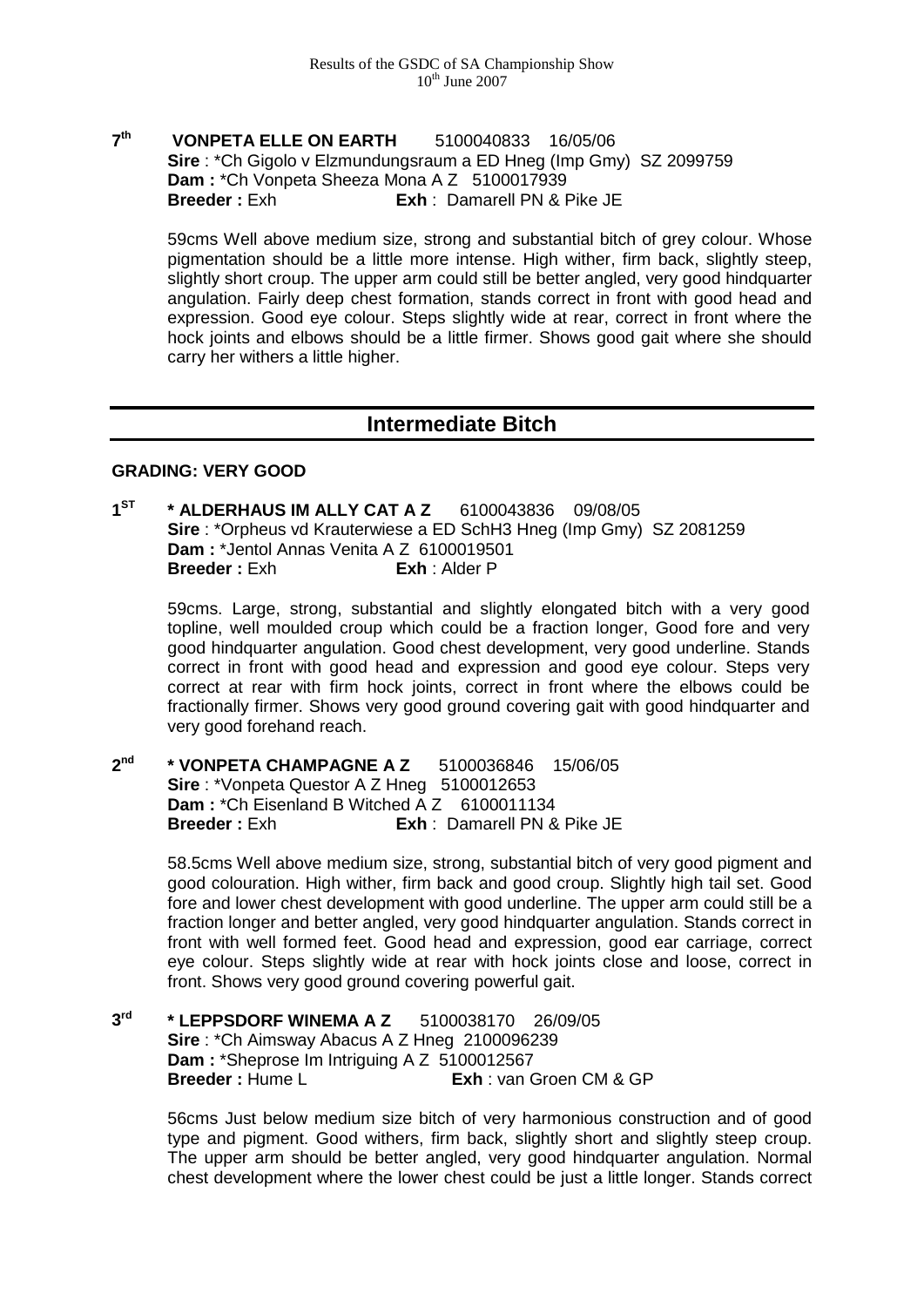**7th VONPETA ELLE ON EARTH** 5100040833 16/05/06
**Sire** : *Ch Gigolo v Elzmundungsraum a ED Hneg (Imp Gmy) SZ 2099759
**Dam :** *Ch Vonpeta Sheeza Mona A Z 5100017939
**Breeder :** Exh **Exh** : Damarell PN & Pike JE

59cms Well above medium size, strong and substantial bitch of grey colour. Whose pigmentation should be a little more intense. High wither, firm back, slightly steep, slightly short croup. The upper arm could still be better angled, very good hindquarter angulation. Fairly deep chest formation, stands correct in front with good head and expression. Good eye colour. Steps slightly wide at rear, correct in front where the hock joints and elbows should be a little firmer. Shows good gait where she should carry her withers a little higher.

## Intermediate Bitch

**GRADING: VERY GOOD**

**1ST * ALDERHAUS IM ALLY CAT A Z** 6100043836 09/08/05
**Sire** : *Orpheus vd Krauterwiese a ED SchH3 Hneg (Imp Gmy) SZ 2081259
**Dam :** *Jentol Annas Venita A Z 6100019501
**Breeder :** Exh **Exh** : Alder P

59cms. Large, strong, substantial and slightly elongated bitch with a very good topline, well moulded croup which could be a fraction longer, Good fore and very good hindquarter angulation. Good chest development, very good underline. Stands correct in front with good head and expression and good eye colour. Steps very correct at rear with firm hock joints, correct in front where the elbows could be fractionally firmer. Shows very good ground covering gait with good hindquarter and very good forehand reach.

**2nd * VONPETA CHAMPAGNE A Z** 5100036846 15/06/05
**Sire** : *Vonpeta Questor A Z Hneg 5100012653
**Dam :** *Ch Eisenland B Witched A Z 6100011134
**Breeder :** Exh **Exh** : Damarell PN & Pike JE

58.5cms Well above medium size, strong, substantial bitch of very good pigment and good colouration. High wither, firm back and good croup. Slightly high tail set. Good fore and lower chest development with good underline. The upper arm could still be a fraction longer and better angled, very good hindquarter angulation. Stands correct in front with well formed feet. Good head and expression, good ear carriage, correct eye colour. Steps slightly wide at rear with hock joints close and loose, correct in front. Shows very good ground covering powerful gait.

**3rd * LEPPSDORF WINEMA A Z** 5100038170 26/09/05
**Sire** : *Ch Aimsway Abacus A Z Hneg 2100096239
**Dam :** *Sheprose Im Intriguing A Z 5100012567
**Breeder :** Hume L **Exh** : van Groen CM & GP

56cms Just below medium size bitch of very harmonious construction and of good type and pigment. Good withers, firm back, slightly short and slightly steep croup. The upper arm should be better angled, very good hindquarter angulation. Normal chest development where the lower chest could be just a little longer. Stands correct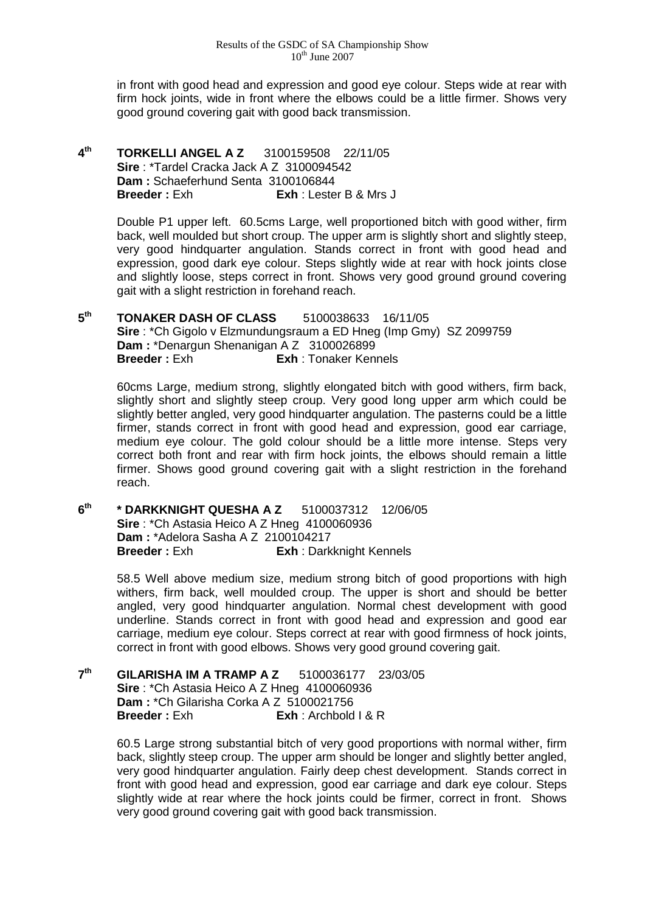in front with good head and expression and good eye colour. Steps wide at rear with firm hock joints, wide in front where the elbows could be a little firmer. Shows very good ground covering gait with good back transmission.

**4th** **TORKELLI ANGEL A Z** 3100159508 22/11/05
**Sire** : *Tardel Cracka Jack A Z 3100094542
**Dam :** Schaeferhund Senta 3100106844
**Breeder :** Exh **Exh** : Lester B & Mrs J

Double P1 upper left. 60.5cms Large, well proportioned bitch with good wither, firm back, well moulded but short croup. The upper arm is slightly short and slightly steep, very good hindquarter angulation. Stands correct in front with good head and expression, good dark eye colour. Steps slightly wide at rear with hock joints close and slightly loose, steps correct in front. Shows very good ground ground covering gait with a slight restriction in forehand reach.

**5th** **TONAKER DASH OF CLASS** 5100038633 16/11/05
**Sire** : *Ch Gigolo v Elzmundungsraum a ED Hneg (Imp Gmy) SZ 2099759
**Dam :** *Denargun Shenanigan A Z 3100026899
**Breeder :** Exh **Exh** : Tonaker Kennels

60cms Large, medium strong, slightly elongated bitch with good withers, firm back, slightly short and slightly steep croup. Very good long upper arm which could be slightly better angled, very good hindquarter angulation. The pasterns could be a little firmer, stands correct in front with good head and expression, good ear carriage, medium eye colour. The gold colour should be a little more intense. Steps very correct both front and rear with firm hock joints, the elbows should remain a little firmer. Shows good ground covering gait with a slight restriction in the forehand reach.

**6th** *** DARKKNIGHT QUESHA A Z** 5100037312 12/06/05
**Sire** : *Ch Astasia Heico A Z Hneg 4100060936
**Dam :** *Adelora Sasha A Z 2100104217
**Breeder :** Exh **Exh** : Darkknight Kennels

58.5 Well above medium size, medium strong bitch of good proportions with high withers, firm back, well moulded croup. The upper is short and should be better angled, very good hindquarter angulation. Normal chest development with good underline. Stands correct in front with good head and expression and good ear carriage, medium eye colour. Steps correct at rear with good firmness of hock joints, correct in front with good elbows. Shows very good ground covering gait.

**7th** **GILARISHA IM A TRAMP A Z** 5100036177 23/03/05
**Sire** : *Ch Astasia Heico A Z Hneg 4100060936
**Dam :** *Ch Gilarisha Corka A Z 5100021756
**Breeder :** Exh **Exh** : Archbold I & R

60.5 Large strong substantial bitch of very good proportions with normal wither, firm back, slightly steep croup. The upper arm should be longer and slightly better angled, very good hindquarter angulation. Fairly deep chest development. Stands correct in front with good head and expression, good ear carriage and dark eye colour. Steps slightly wide at rear where the hock joints could be firmer, correct in front. Shows very good ground covering gait with good back transmission.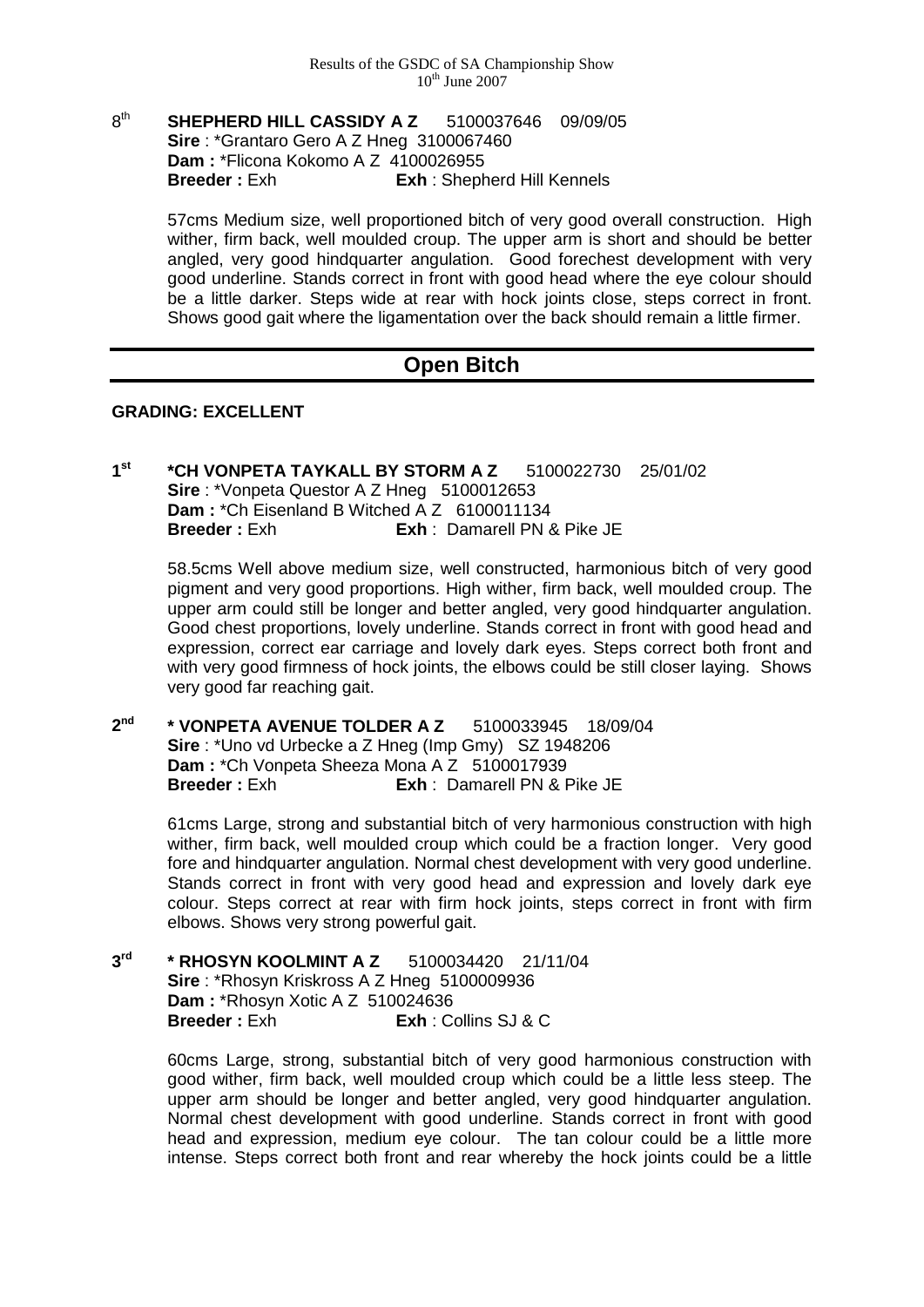8th **SHEPHERD HILL CASSIDY A Z** 5100037646 09/09/05
**Sire** : *Grantaro Gero A Z Hneg 3100067460
**Dam :** *Flicona Kokomo A Z 4100026955
**Breeder :** Exh **Exh** : Shepherd Hill Kennels

57cms Medium size, well proportioned bitch of very good overall construction. High wither, firm back, well moulded croup. The upper arm is short and should be better angled, very good hindquarter angulation. Good forechest development with very good underline. Stands correct in front with good head where the eye colour should be a little darker. Steps wide at rear with hock joints close, steps correct in front. Shows good gait where the ligamentation over the back should remain a little firmer.

## Open Bitch

**GRADING: EXCELLENT**

1st **\*CH VONPETA TAYKALL BY STORM A Z** 5100022730 25/01/02
**Sire** : *Vonpeta Questor A Z Hneg 5100012653
**Dam :** *Ch Eisenland B Witched A Z 6100011134
**Breeder :** Exh **Exh** : Damarell PN & Pike JE

58.5cms Well above medium size, well constructed, harmonious bitch of very good pigment and very good proportions. High wither, firm back, well moulded croup. The upper arm could still be longer and better angled, very good hindquarter angulation. Good chest proportions, lovely underline. Stands correct in front with good head and expression, correct ear carriage and lovely dark eyes. Steps correct both front and with very good firmness of hock joints, the elbows could be still closer laying. Shows very good far reaching gait.

2nd **\* VONPETA AVENUE TOLDER A Z** 5100033945 18/09/04
**Sire** : *Uno vd Urbecke a Z Hneg (Imp Gmy) SZ 1948206
**Dam :** *Ch Vonpeta Sheeza Mona A Z 5100017939
**Breeder :** Exh **Exh** : Damarell PN & Pike JE

61cms Large, strong and substantial bitch of very harmonious construction with high wither, firm back, well moulded croup which could be a fraction longer. Very good fore and hindquarter angulation. Normal chest development with very good underline. Stands correct in front with very good head and expression and lovely dark eye colour. Steps correct at rear with firm hock joints, steps correct in front with firm elbows. Shows very strong powerful gait.

3rd **\* RHOSYN KOOLMINT A Z** 5100034420 21/11/04
**Sire** : *Rhosyn Kriskross A Z Hneg 5100009936
**Dam :** *Rhosyn Xotic A Z 510024636
**Breeder :** Exh **Exh** : Collins SJ & C

60cms Large, strong, substantial bitch of very good harmonious construction with good wither, firm back, well moulded croup which could be a little less steep. The upper arm should be longer and better angled, very good hindquarter angulation. Normal chest development with good underline. Stands correct in front with good head and expression, medium eye colour. The tan colour could be a little more intense. Steps correct both front and rear whereby the hock joints could be a little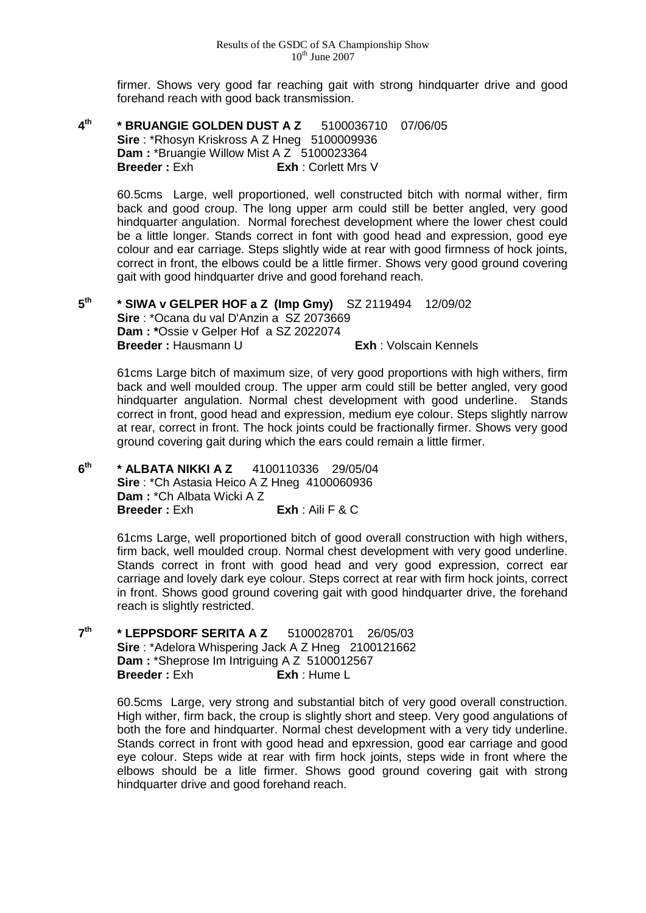firmer. Shows very good far reaching gait with strong hindquarter drive and good forehand reach with good back transmission.

**4th** **\* BRUANGIE GOLDEN DUST A Z** 5100036710 07/06/05
**Sire** : \*Rhosyn Kriskross A Z Hneg 5100009936
**Dam :** \*Bruangie Willow Mist A Z 5100023364
**Breeder :** Exh **Exh** : Corlett Mrs V

60.5cms Large, well proportioned, well constructed bitch with normal wither, firm back and good croup. The long upper arm could still be better angled, very good hindquarter angulation. Normal forechest development where the lower chest could be a little longer. Stands correct in font with good head and expression, good eye colour and ear carriage. Steps slightly wide at rear with good firmness of hock joints, correct in front, the elbows could be a little firmer. Shows very good ground covering gait with good hindquarter drive and good forehand reach.

**5th** **\* SIWA v GELPER HOF a Z (Imp Gmy)** SZ 2119494 12/09/02
**Sire** : \*Ocana du val D'Anzin a SZ 2073669
**Dam : \***Ossie v Gelper Hof a SZ 2022074
**Breeder :** Hausmann U **Exh** : Volscain Kennels

61cms Large bitch of maximum size, of very good proportions with high withers, firm back and well moulded croup. The upper arm could still be better angled, very good hindquarter angulation. Normal chest development with good underline. Stands correct in front, good head and expression, medium eye colour. Steps slightly narrow at rear, correct in front. The hock joints could be fractionally firmer. Shows very good ground covering gait during which the ears could remain a little firmer.

**6th** **\* ALBATA NIKKI A Z** 4100110336 29/05/04
**Sire** : \*Ch Astasia Heico A Z Hneg 4100060936
**Dam :** \*Ch Albata Wicki A Z
**Breeder :** Exh **Exh** : Aili F & C

61cms Large, well proportioned bitch of good overall construction with high withers, firm back, well moulded croup. Normal chest development with very good underline. Stands correct in front with good head and very good expression, correct ear carriage and lovely dark eye colour. Steps correct at rear with firm hock joints, correct in front. Shows good ground covering gait with good hindquarter drive, the forehand reach is slightly restricted.

**7th** **\* LEPPSDORF SERITA A Z** 5100028701 26/05/03
**Sire** : \*Adelora Whispering Jack A Z Hneg 2100121662
**Dam :** \*Sheprose Im Intriguing A Z 5100012567
**Breeder :** Exh **Exh** : Hume L

60.5cms Large, very strong and substantial bitch of very good overall construction. High wither, firm back, the croup is slightly short and steep. Very good angulations of both the fore and hindquarter. Normal chest development with a very tidy underline. Stands correct in front with good head and epxression, good ear carriage and good eye colour. Steps wide at rear with firm hock joints, steps wide in front where the elbows should be a litle firmer. Shows good ground covering gait with strong hindquarter drive and good forehand reach.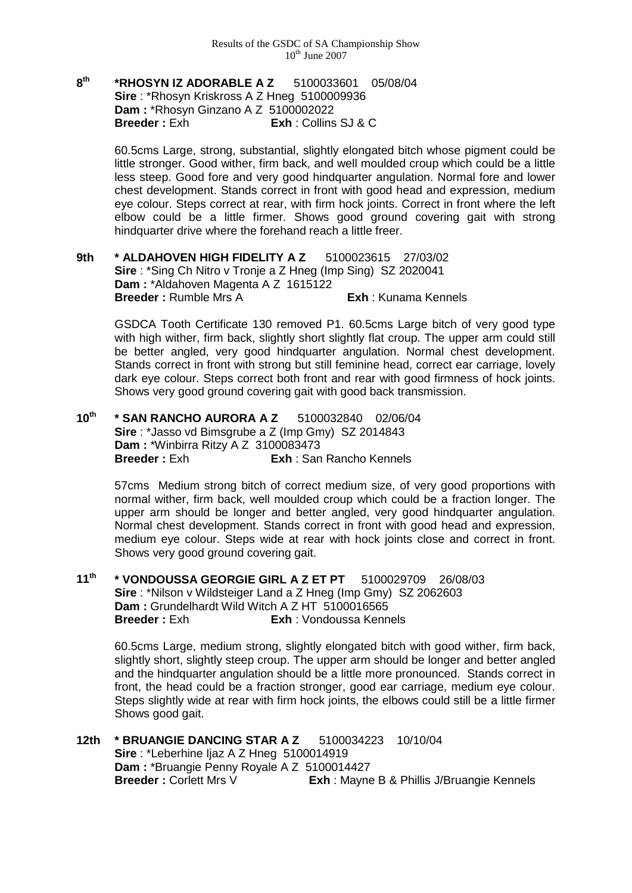**8th** **\*RHOSYN IZ ADORABLE A Z** 5100033601 05/08/04
**Sire** : \*Rhosyn Kriskross A Z Hneg 5100009936
**Dam :** \*Rhosyn Ginzano A Z 5100002022
**Breeder :** Exh **Exh** : Collins SJ & C

60.5cms Large, strong, substantial, slightly elongated bitch whose pigment could be little stronger. Good wither, firm back, and well moulded croup which could be a little less steep. Good fore and very good hindquarter angulation. Normal fore and lower chest development. Stands correct in front with good head and expression, medium eye colour. Steps correct at rear, with firm hock joints. Correct in front where the left elbow could be a little firmer. Shows good ground covering gait with strong hindquarter drive where the forehand reach a little freer.

**9th** **\* ALDAHOVEN HIGH FIDELITY A Z** 5100023615 27/03/02
**Sire** : \*Sing Ch Nitro v Tronje a Z Hneg (Imp Sing) SZ 2020041
**Dam :** \*Aldahoven Magenta A Z 1615122
**Breeder :** Rumble Mrs A **Exh** : Kunama Kennels

GSDCA Tooth Certificate 130 removed P1. 60.5cms Large bitch of very good type with high wither, firm back, slightly short slightly flat croup. The upper arm could still be better angled, very good hindquarter angulation. Normal chest development. Stands correct in front with strong but still feminine head, correct ear carriage, lovely dark eye colour. Steps correct both front and rear with good firmness of hock joints. Shows very good ground covering gait with good back transmission.

**10th** **\* SAN RANCHO AURORA A Z** 5100032840 02/06/04
**Sire** : \*Jasso vd Bimsgrube a Z (Imp Gmy) SZ 2014843
**Dam :** \*Winbirra Ritzy A Z 3100083473
**Breeder :** Exh **Exh** : San Rancho Kennels

57cms Medium strong bitch of correct medium size, of very good proportions with normal wither, firm back, well moulded croup which could be a fraction longer. The upper arm should be longer and better angled, very good hindquarter angulation. Normal chest development. Stands correct in front with good head and expression, medium eye colour. Steps wide at rear with hock joints close and correct in front. Shows very good ground covering gait.

**11th** **\* VONDOUSSA GEORGIE GIRL A Z ET PT** 5100029709 26/08/03
**Sire** : \*Nilson v Wildsteiger Land a Z Hneg (Imp Gmy) SZ 2062603
**Dam :** Grundelhardt Wild Witch A Z HT 5100016565
**Breeder :** Exh **Exh** : Vondoussa Kennels

60.5cms Large, medium strong, slightly elongated bitch with good wither, firm back, slightly short, slightly steep croup. The upper arm should be longer and better angled and the hindquarter angulation should be a little more pronounced. Stands correct in front, the head could be a fraction stronger, good ear carriage, medium eye colour. Steps slightly wide at rear with firm hock joints, the elbows could still be a little firmer Shows good gait.

**12th** **\* BRUANGIE DANCING STAR A Z** 5100034223 10/10/04
**Sire** : \*Leberhine Ijaz A Z Hneg 5100014919
**Dam :** \*Bruangie Penny Royale A Z 5100014427
**Breeder :** Corlett Mrs V **Exh** : Mayne B & Phillis J/Bruangie Kennels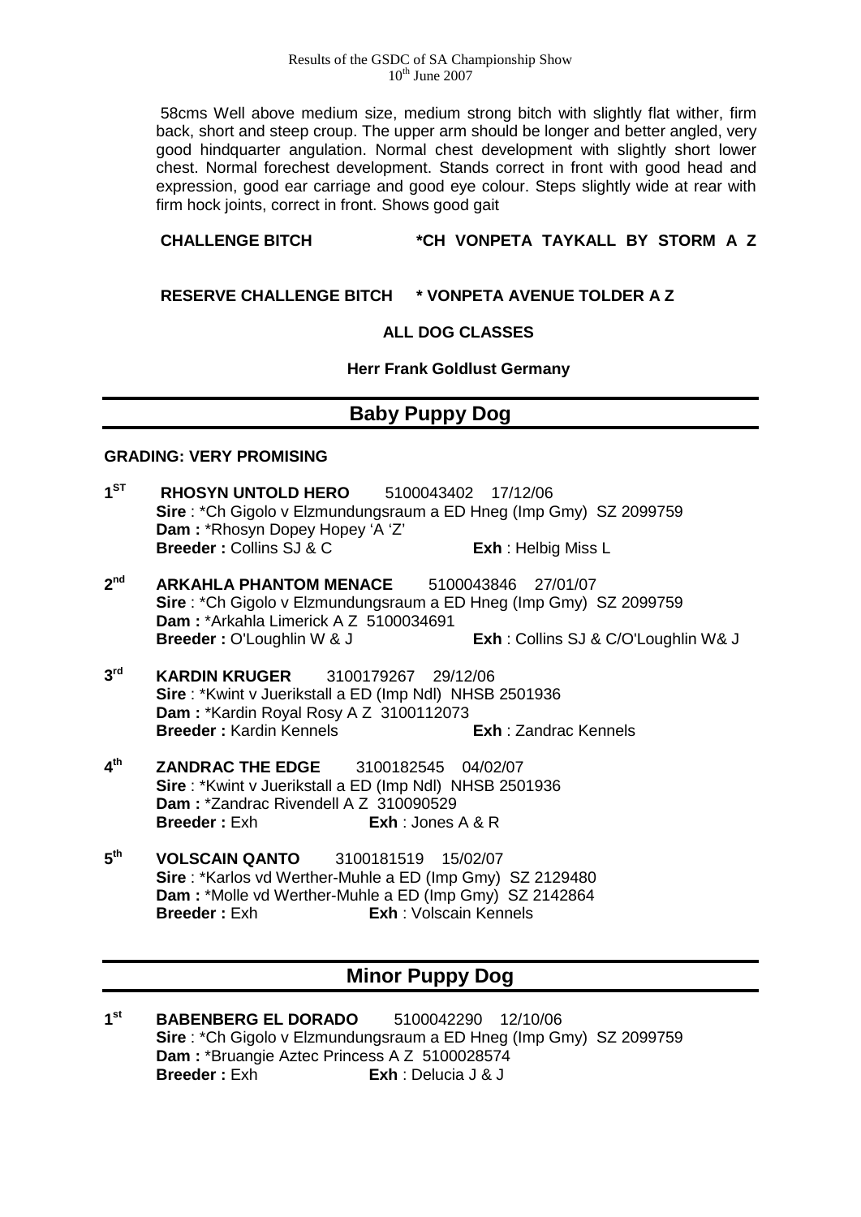58cms Well above medium size, medium strong bitch with slightly flat wither, firm back, short and steep croup. The upper arm should be longer and better angled, very good hindquarter angulation. Normal chest development with slightly short lower chest. Normal forechest development. Stands correct in front with good head and expression, good ear carriage and good eye colour. Steps slightly wide at rear with firm hock joints, correct in front. Shows good gait

**CHALLENGE BITCH** **\*CH VONPETA TAYKALL BY STORM A Z**

**RESERVE CHALLENGE BITCH** **\* VONPETA AVENUE TOLDER A Z**

**ALL DOG CLASSES**

**Herr Frank Goldlust Germany**

## Baby Puppy Dog

**GRADING: VERY PROMISING**

**1ST** **RHOSYN UNTOLD HERO** 5100043402 17/12/06
**Sire** : *Ch Gigolo v Elzmundungsraum a ED Hneg (Imp Gmy) SZ 2099759
**Dam :** *Rhosyn Dopey Hopey 'A 'Z'
**Breeder :** Collins SJ & C **Exh** : Helbig Miss L

**2nd** **ARKAHLA PHANTOM MENACE** 5100043846 27/01/07
**Sire** : *Ch Gigolo v Elzmundungsraum a ED Hneg (Imp Gmy) SZ 2099759
**Dam :** *Arkahla Limerick A Z 5100034691
**Breeder :** O'Loughlin W & J **Exh** : Collins SJ & C/O'Loughlin W& J

**3rd** **KARDIN KRUGER** 3100179267 29/12/06
**Sire** : *Kwint v Juerikstall a ED (Imp Ndl) NHSB 2501936
**Dam :** *Kardin Royal Rosy A Z 3100112073
**Breeder :** Kardin Kennels **Exh** : Zandrac Kennels

**4th** **ZANDRAC THE EDGE** 3100182545 04/02/07
**Sire** : *Kwint v Juerikstall a ED (Imp Ndl) NHSB 2501936
**Dam :** *Zandrac Rivendell A Z 310090529
**Breeder :** Exh **Exh** : Jones A & R

**5th** **VOLSCAIN QANTO** 3100181519 15/02/07
**Sire** : *Karlos vd Werther-Muhle a ED (Imp Gmy) SZ 2129480
**Dam :** *Molle vd Werther-Muhle a ED (Imp Gmy) SZ 2142864
**Breeder :** Exh **Exh** : Volscain Kennels

## Minor Puppy Dog

**1st** **BABENBERG EL DORADO** 5100042290 12/10/06
**Sire** : *Ch Gigolo v Elzmundungsraum a ED Hneg (Imp Gmy) SZ 2099759
**Dam :** *Bruangie Aztec Princess A Z 5100028574
**Breeder :** Exh **Exh** : Delucia J & J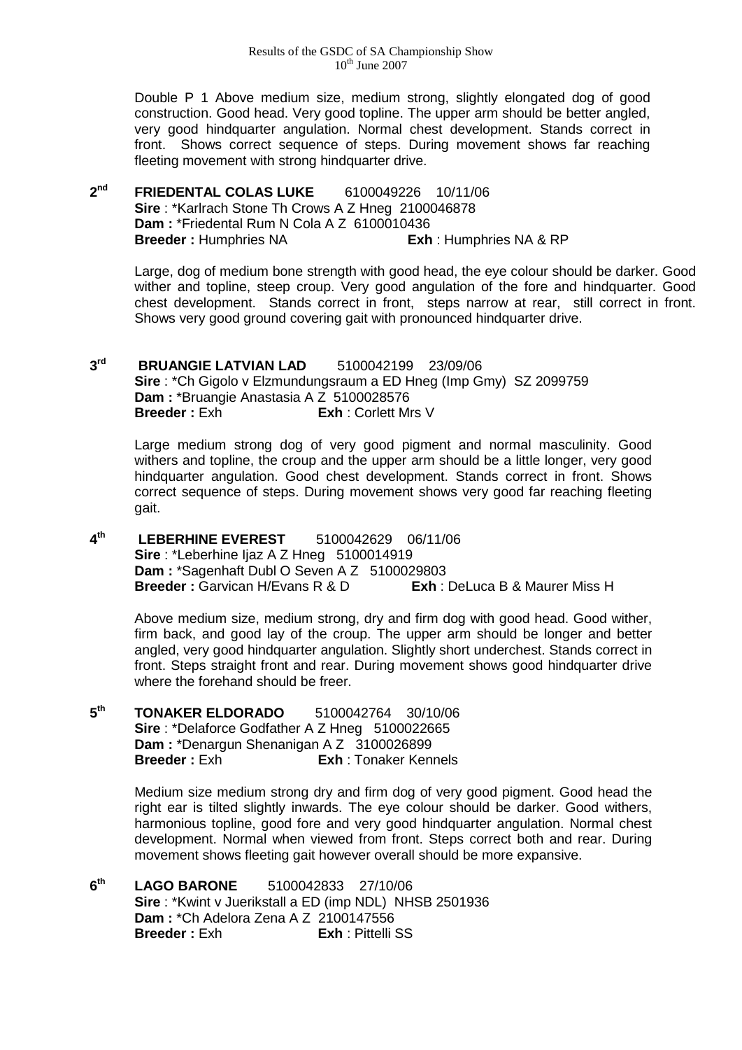Double P 1 Above medium size, medium strong, slightly elongated dog of good construction. Good head. Very good topline. The upper arm should be better angled, very good hindquarter angulation. Normal chest development. Stands correct in front. Shows correct sequence of steps. During movement shows far reaching fleeting movement with strong hindquarter drive.

**2nd** **FRIEDENTAL COLAS LUKE** 6100049226 10/11/06
**Sire** : *Karlrach Stone Th Crows A Z Hneg 2100046878
**Dam :** *Friedental Rum N Cola A Z 6100010436
**Breeder :** Humphries NA **Exh** : Humphries NA & RP

Large, dog of medium bone strength with good head, the eye colour should be darker. Good wither and topline, steep croup. Very good angulation of the fore and hindquarter. Good chest development. Stands correct in front, steps narrow at rear, still correct in front. Shows very good ground covering gait with pronounced hindquarter drive.

**3rd** **BRUANGIE LATVIAN LAD** 5100042199 23/09/06
**Sire** : *Ch Gigolo v Elzmundungsraum a ED Hneg (Imp Gmy) SZ 2099759
**Dam :** *Bruangie Anastasia A Z 5100028576
**Breeder :** Exh **Exh** : Corlett Mrs V

Large medium strong dog of very good pigment and normal masculinity. Good withers and topline, the croup and the upper arm should be a little longer, very good hindquarter angulation. Good chest development. Stands correct in front. Shows correct sequence of steps. During movement shows very good far reaching fleeting gait.

**4th** **LEBERHINE EVEREST** 5100042629 06/11/06
**Sire** : *Leberhine Ijaz A Z Hneg 5100014919
**Dam :** *Sagenhaft Dubl O Seven A Z 5100029803
**Breeder :** Garvican H/Evans R & D **Exh** : DeLuca B & Maurer Miss H

Above medium size, medium strong, dry and firm dog with good head. Good wither, firm back, and good lay of the croup. The upper arm should be longer and better angled, very good hindquarter angulation. Slightly short underchest. Stands correct in front. Steps straight front and rear. During movement shows good hindquarter drive where the forehand should be freer.

**5th** **TONAKER ELDORADO** 5100042764 30/10/06
**Sire** : *Delaforce Godfather A Z Hneg 5100022665
**Dam :** *Denargun Shenanigan A Z 3100026899
**Breeder :** Exh **Exh** : Tonaker Kennels

Medium size medium strong dry and firm dog of very good pigment. Good head the right ear is tilted slightly inwards. The eye colour should be darker. Good withers, harmonious topline, good fore and very good hindquarter angulation. Normal chest development. Normal when viewed from front. Steps correct both and rear. During movement shows fleeting gait however overall should be more expansive.

**6th** **LAGO BARONE** 5100042833 27/10/06
**Sire** : *Kwint v Juerikstall a ED (imp NDL) NHSB 2501936
**Dam :** *Ch Adelora Zena A Z 2100147556
**Breeder :** Exh **Exh** : Pittelli SS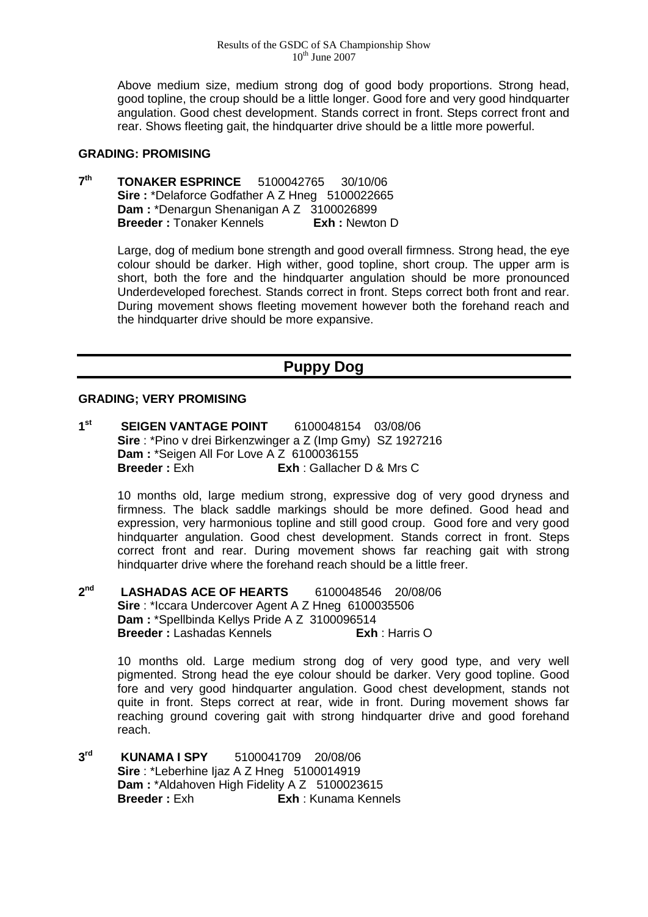Above medium size, medium strong dog of good body proportions. Strong head, good topline, the croup should be a little longer. Good fore and very good hindquarter angulation. Good chest development. Stands correct in front. Steps correct front and rear. Shows fleeting gait, the hindquarter drive should be a little more powerful.

**GRADING: PROMISING**

**7th** **TONAKER ESPRINCE** 5100042765 30/10/06
**Sire :** *Delaforce Godfather A Z Hneg 5100022665
**Dam :** *Denargun Shenanigan A Z 3100026899
**Breeder :** Tonaker Kennels **Exh :** Newton D

Large, dog of medium bone strength and good overall firmness. Strong head, the eye colour should be darker. High wither, good topline, short croup. The upper arm is short, both the fore and the hindquarter angulation should be more pronounced Underdeveloped forechest. Stands correct in front. Steps correct both front and rear. During movement shows fleeting movement however both the forehand reach and the hindquarter drive should be more expansive.

## Puppy Dog

**GRADING; VERY PROMISING**

**1st** **SEIGEN VANTAGE POINT** 6100048154 03/08/06
**Sire** : *Pino v drei Birkenzwinger a Z (Imp Gmy) SZ 1927216
**Dam :** *Seigen All For Love A Z 6100036155
**Breeder :** Exh **Exh** : Gallacher D & Mrs C

10 months old, large medium strong, expressive dog of very good dryness and firmness. The black saddle markings should be more defined. Good head and expression, very harmonious topline and still good croup. Good fore and very good hindquarter angulation. Good chest development. Stands correct in front. Steps correct front and rear. During movement shows far reaching gait with strong hindquarter drive where the forehand reach should be a little freer.

**2nd** **LASHADAS ACE OF HEARTS** 6100048546 20/08/06
**Sire** : *Iccara Undercover Agent A Z Hneg 6100035506
**Dam :** *Spellbinda Kellys Pride A Z 3100096514
**Breeder :** Lashadas Kennels **Exh** : Harris O

10 months old. Large medium strong dog of very good type, and very well pigmented. Strong head the eye colour should be darker. Very good topline. Good fore and very good hindquarter angulation. Good chest development, stands not quite in front. Steps correct at rear, wide in front. During movement shows far reaching ground covering gait with strong hindquarter drive and good forehand reach.

**3rd** **KUNAMA I SPY** 5100041709 20/08/06
**Sire** : *Leberhine Ijaz A Z Hneg 5100014919
**Dam :** *Aldahoven High Fidelity A Z 5100023615
**Breeder :** Exh **Exh** : Kunama Kennels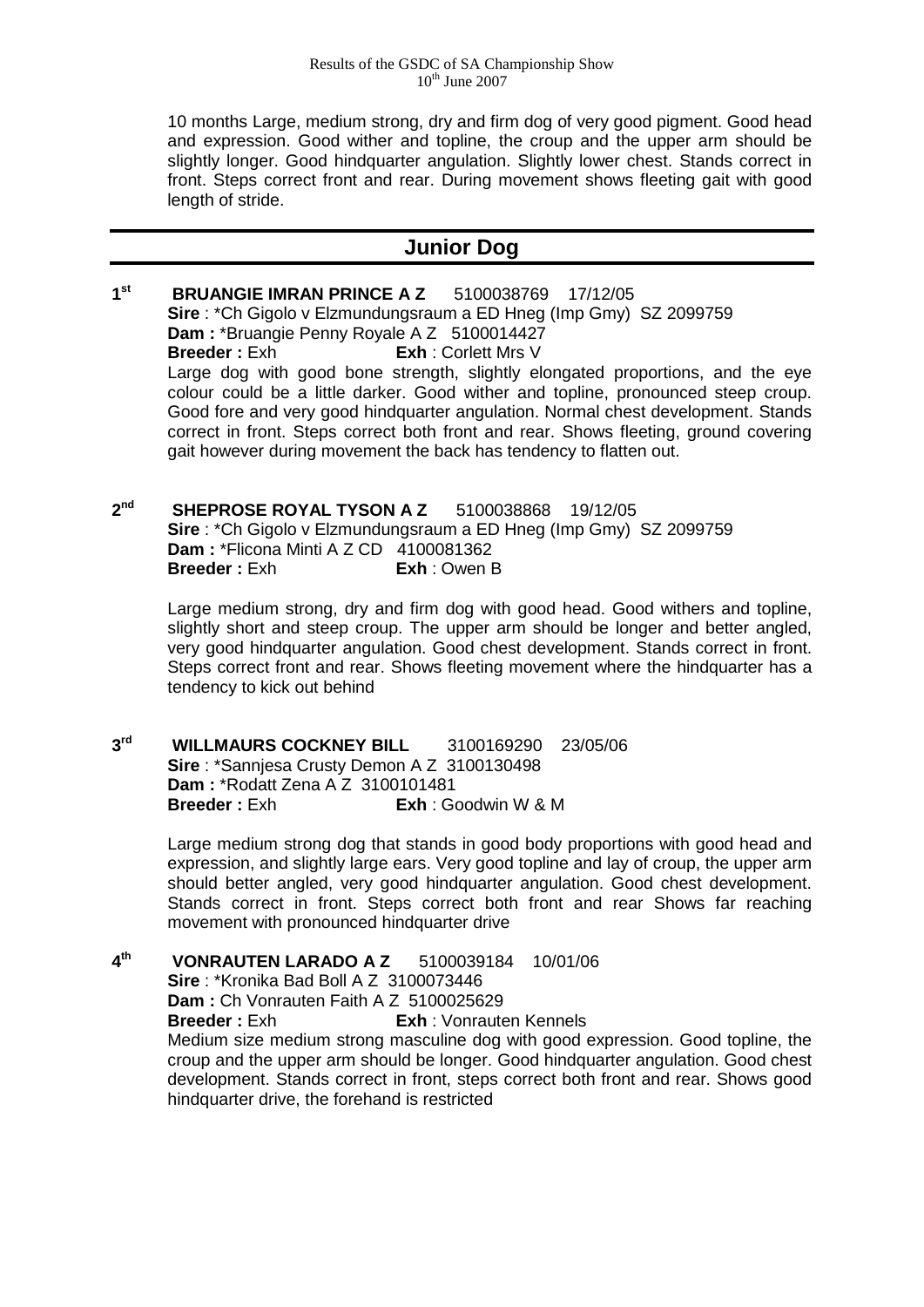10 months Large, medium strong, dry and firm dog of very good pigment. Good head and expression. Good wither and topline, the croup and the upper arm should be slightly longer. Good hindquarter angulation. Slightly lower chest. Stands correct in front. Steps correct front and rear. During movement shows fleeting gait with good length of stride.

## Junior Dog

**1st BRUANGIE IMRAN PRINCE A Z** 5100038769 17/12/05
**Sire** : *Ch Gigolo v Elzmundungsraum a ED Hneg (Imp Gmy) SZ 2099759
**Dam :** *Bruangie Penny Royale A Z 5100014427
**Breeder :** Exh **Exh** : Corlett Mrs V
Large dog with good bone strength, slightly elongated proportions, and the eye colour could be a little darker. Good wither and topline, pronounced steep croup. Good fore and very good hindquarter angulation. Normal chest development. Stands correct in front. Steps correct both front and rear. Shows fleeting, ground covering gait however during movement the back has tendency to flatten out.

**2nd SHEPROSE ROYAL TYSON A Z** 5100038868 19/12/05
**Sire** : *Ch Gigolo v Elzmundungsraum a ED Hneg (Imp Gmy) SZ 2099759
**Dam :** *Flicona Minti A Z CD 4100081362
**Breeder :** Exh **Exh** : Owen B

Large medium strong, dry and firm dog with good head. Good withers and topline, slightly short and steep croup. The upper arm should be longer and better angled, very good hindquarter angulation. Good chest development. Stands correct in front. Steps correct front and rear. Shows fleeting movement where the hindquarter has a tendency to kick out behind

**3rd WILLMAURS COCKNEY BILL** 3100169290 23/05/06
**Sire** : *Sannjesa Crusty Demon A Z 3100130498
**Dam :** *Rodatt Zena A Z 3100101481
**Breeder :** Exh **Exh** : Goodwin W & M

Large medium strong dog that stands in good body proportions with good head and expression, and slightly large ears. Very good topline and lay of croup, the upper arm should better angled, very good hindquarter angulation. Good chest development. Stands correct in front. Steps correct both front and rear Shows far reaching movement with pronounced hindquarter drive

**4th VONRAUTEN LARADO A Z** 5100039184 10/01/06
**Sire** : *Kronika Bad Boll A Z 3100073446
**Dam :** Ch Vonrauten Faith A Z 5100025629
**Breeder :** Exh **Exh** : Vonrauten Kennels
Medium size medium strong masculine dog with good expression. Good topline, the croup and the upper arm should be longer. Good hindquarter angulation. Good chest development. Stands correct in front, steps correct both front and rear. Shows good hindquarter drive, the forehand is restricted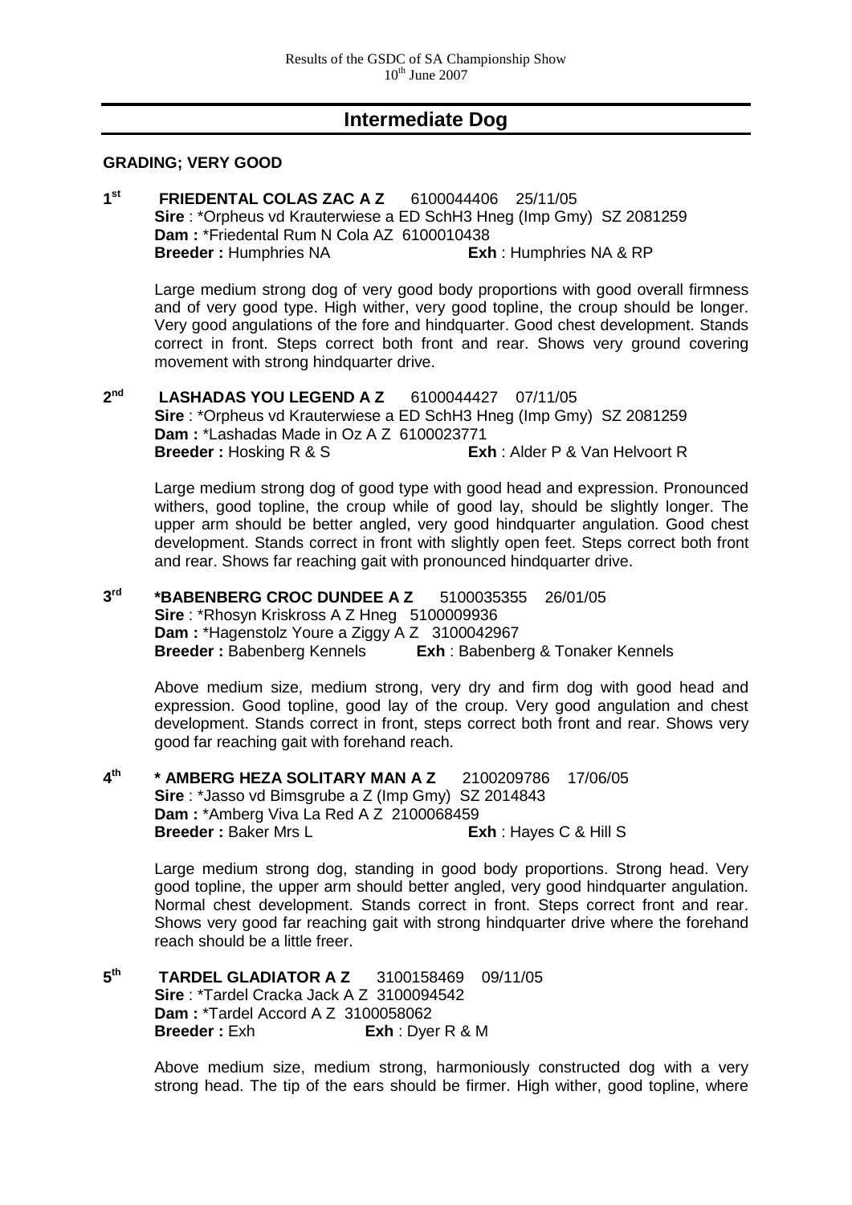## Intermediate Dog

**GRADING; VERY GOOD**

**1st** **FRIEDENTAL COLAS ZAC A Z** 6100044406 25/11/05
**Sire** : *Orpheus vd Krauterwiese a ED SchH3 Hneg (Imp Gmy) SZ 2081259
**Dam :** *Friedental Rum N Cola AZ 6100010438
**Breeder :** Humphries NA **Exh** : Humphries NA & RP

Large medium strong dog of very good body proportions with good overall firmness and of very good type. High wither, very good topline, the croup should be longer. Very good angulations of the fore and hindquarter. Good chest development. Stands correct in front. Steps correct both front and rear. Shows very ground covering movement with strong hindquarter drive.

**2nd** **LASHADAS YOU LEGEND A Z** 6100044427 07/11/05
**Sire** : *Orpheus vd Krauterwiese a ED SchH3 Hneg (Imp Gmy) SZ 2081259
**Dam :** *Lashadas Made in Oz A Z 6100023771
**Breeder :** Hosking R & S **Exh** : Alder P & Van Helvoort R

Large medium strong dog of good type with good head and expression. Pronounced withers, good topline, the croup while of good lay, should be slightly longer. The upper arm should be better angled, very good hindquarter angulation. Good chest development. Stands correct in front with slightly open feet. Steps correct both front and rear. Shows far reaching gait with pronounced hindquarter drive.

**3rd** ***BABENBERG CROC DUNDEE A Z** 5100035355 26/01/05
**Sire** : *Rhosyn Kriskross A Z Hneg 5100009936
**Dam :** *Hagenstolz Youre a Ziggy A Z 3100042967
**Breeder :** Babenberg Kennels **Exh** : Babenberg & Tonaker Kennels

Above medium size, medium strong, very dry and firm dog with good head and expression. Good topline, good lay of the croup. Very good angulation and chest development. Stands correct in front, steps correct both front and rear. Shows very good far reaching gait with forehand reach.

**4th** *** AMBERG HEZA SOLITARY MAN A Z** 2100209786 17/06/05
**Sire** : *Jasso vd Bimsgrube a Z (Imp Gmy) SZ 2014843
**Dam :** *Amberg Viva La Red A Z 2100068459
**Breeder :** Baker Mrs L **Exh** : Hayes C & Hill S

Large medium strong dog, standing in good body proportions. Strong head. Very good topline, the upper arm should better angled, very good hindquarter angulation. Normal chest development. Stands correct in front. Steps correct front and rear. Shows very good far reaching gait with strong hindquarter drive where the forehand reach should be a little freer.

**5th** **TARDEL GLADIATOR A Z** 3100158469 09/11/05
**Sire** : *Tardel Cracka Jack A Z 3100094542
**Dam :** *Tardel Accord A Z 3100058062
**Breeder :** Exh **Exh** : Dyer R & M

Above medium size, medium strong, harmoniously constructed dog with a very strong head. The tip of the ears should be firmer. High wither, good topline, where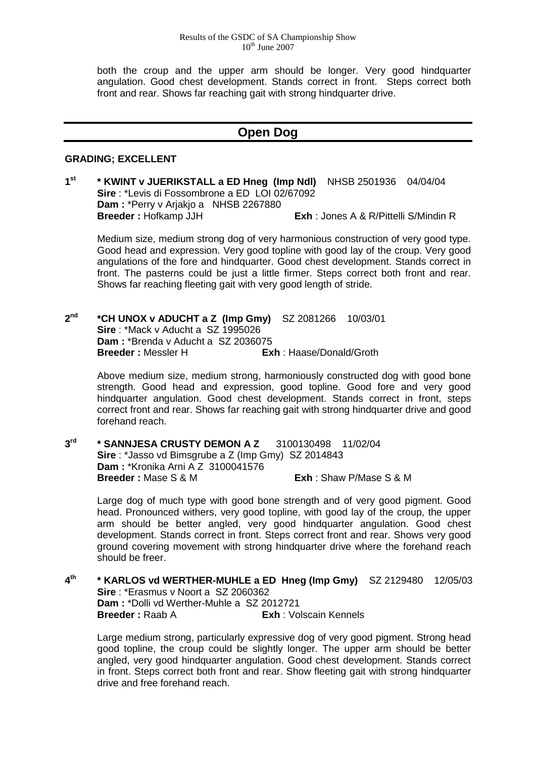both the croup and the upper arm should be longer. Very good hindquarter angulation. Good chest development. Stands correct in front. Steps correct both front and rear. Shows far reaching gait with strong hindquarter drive.

## Open Dog

**GRADING; EXCELLENT**

**1st** **\* KWINT v JUERIKSTALL a ED Hneg (Imp Ndl)** NHSB 2501936 04/04/04
**Sire** : \*Levis di Fossombrone a ED LOI 02/67092
**Dam :** \*Perry v Arjakjo a NHSB 2267880
**Breeder :** Hofkamp JJH **Exh** : Jones A & R/Pittelli S/Mindin R

Medium size, medium strong dog of very harmonious construction of very good type. Good head and expression. Very good topline with good lay of the croup. Very good angulations of the fore and hindquarter. Good chest development. Stands correct in front. The pasterns could be just a little firmer. Steps correct both front and rear. Shows far reaching fleeting gait with very good length of stride.

**2nd** **\*CH UNOX v ADUCHT a Z (Imp Gmy)** SZ 2081266 10/03/01
**Sire** : \*Mack v Aducht a SZ 1995026
**Dam :** \*Brenda v Aducht a SZ 2036075
**Breeder :** Messler H **Exh** : Haase/Donald/Groth

Above medium size, medium strong, harmoniously constructed dog with good bone strength. Good head and expression, good topline. Good fore and very good hindquarter angulation. Good chest development. Stands correct in front, steps correct front and rear. Shows far reaching gait with strong hindquarter drive and good forehand reach.

**3rd** **\* SANNJESA CRUSTY DEMON A Z** 3100130498 11/02/04
**Sire** : \*Jasso vd Bimsgrube a Z (Imp Gmy) SZ 2014843
**Dam :** \*Kronika Arni A Z 3100041576
**Breeder :** Mase S & M **Exh** : Shaw P/Mase S & M

Large dog of much type with good bone strength and of very good pigment. Good head. Pronounced withers, very good topline, with good lay of the croup, the upper arm should be better angled, very good hindquarter angulation. Good chest development. Stands correct in front. Steps correct front and rear. Shows very good ground covering movement with strong hindquarter drive where the forehand reach should be freer.

**4th** **\* KARLOS vd WERTHER-MUHLE a ED Hneg (Imp Gmy)** SZ 2129480 12/05/03
**Sire** : \*Erasmus v Noort a SZ 2060362
**Dam :** \*Dolli vd Werther-Muhle a SZ 2012721
**Breeder :** Raab A **Exh** : Volscain Kennels

Large medium strong, particularly expressive dog of very good pigment. Strong head good topline, the croup could be slightly longer. The upper arm should be better angled, very good hindquarter angulation. Good chest development. Stands correct in front. Steps correct both front and rear. Show fleeting gait with strong hindquarter drive and free forehand reach.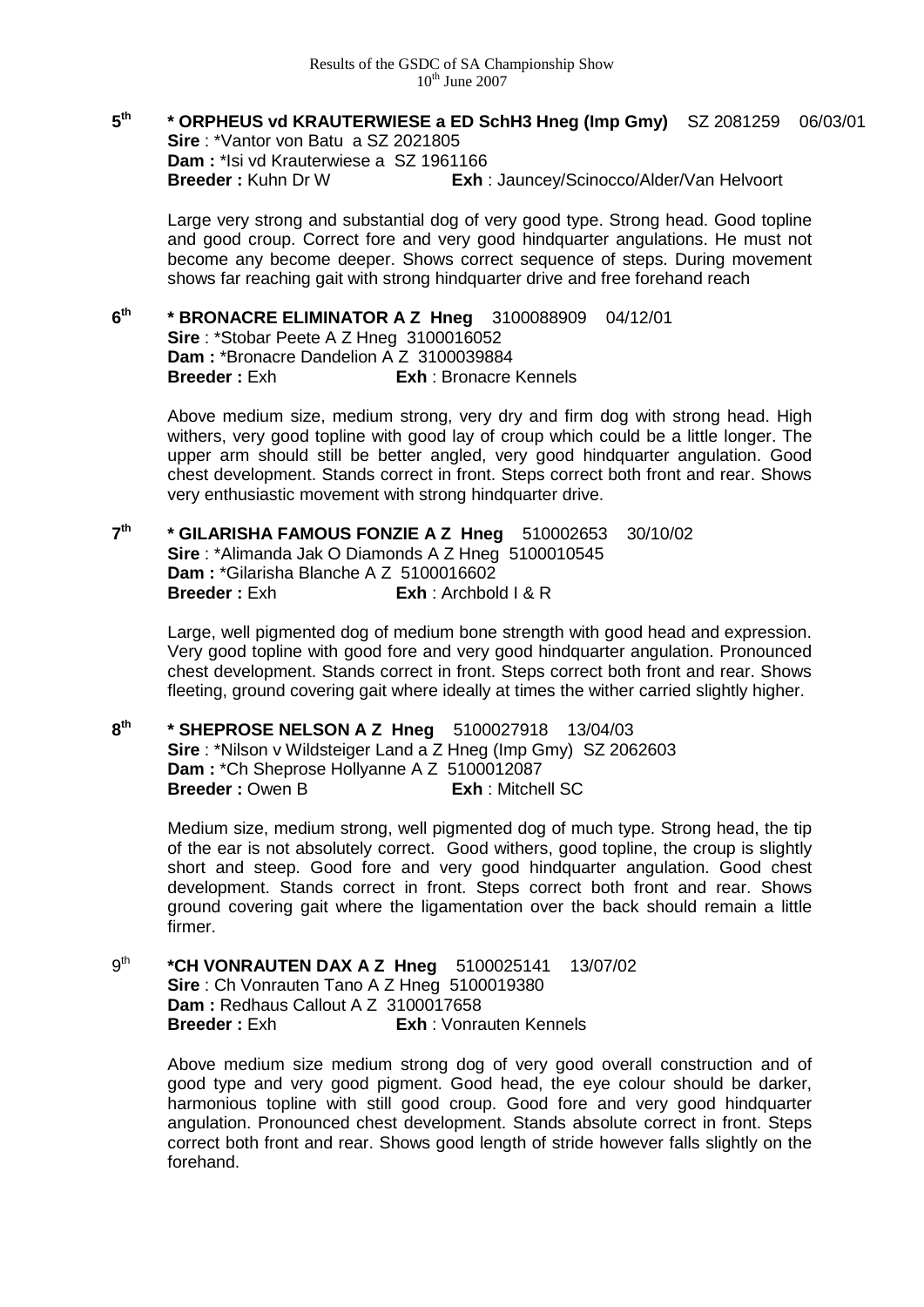**5th** **\* ORPHEUS vd KRAUTERWIESE a ED SchH3 Hneg (Imp Gmy)** SZ 2081259 06/03/01
**Sire** : \*Vantor von Batu a SZ 2021805
**Dam :** \*Isi vd Krauterwiese a SZ 1961166
**Breeder :** Kuhn Dr W **Exh** : Jauncey/Scinocco/Alder/Van Helvoort

Large very strong and substantial dog of very good type. Strong head. Good topline and good croup. Correct fore and very good hindquarter angulations. He must not become any become deeper. Shows correct sequence of steps. During movement shows far reaching gait with strong hindquarter drive and free forehand reach

**6th** **\* BRONACRE ELIMINATOR A Z Hneg** 3100088909 04/12/01
**Sire** : \*Stobar Peete A Z Hneg 3100016052
**Dam :** \*Bronacre Dandelion A Z 3100039884
**Breeder :** Exh **Exh** : Bronacre Kennels

Above medium size, medium strong, very dry and firm dog with strong head. High withers, very good topline with good lay of croup which could be a little longer. The upper arm should still be better angled, very good hindquarter angulation. Good chest development. Stands correct in front. Steps correct both front and rear. Shows very enthusiastic movement with strong hindquarter drive.

**7th** **\* GILARISHA FAMOUS FONZIE A Z Hneg** 510002653 30/10/02
**Sire** : \*Alimanda Jak O Diamonds A Z Hneg 5100010545
**Dam :** \*Gilarisha Blanche A Z 5100016602
**Breeder :** Exh **Exh** : Archbold I & R

Large, well pigmented dog of medium bone strength with good head and expression. Very good topline with good fore and very good hindquarter angulation. Pronounced chest development. Stands correct in front. Steps correct both front and rear. Shows fleeting, ground covering gait where ideally at times the wither carried slightly higher.

**8th** **\* SHEPROSE NELSON A Z Hneg** 5100027918 13/04/03
**Sire** : \*Nilson v Wildsteiger Land a Z Hneg (Imp Gmy) SZ 2062603
**Dam :** \*Ch Sheprose Hollyanne A Z 5100012087
**Breeder :** Owen B **Exh** : Mitchell SC

Medium size, medium strong, well pigmented dog of much type. Strong head, the tip of the ear is not absolutely correct. Good withers, good topline, the croup is slightly short and steep. Good fore and very good hindquarter angulation. Good chest development. Stands correct in front. Steps correct both front and rear. Shows ground covering gait where the ligamentation over the back should remain a little firmer.

9th **\*CH VONRAUTEN DAX A Z Hneg** 5100025141 13/07/02
**Sire** : Ch Vonrauten Tano A Z Hneg 5100019380
**Dam :** Redhaus Callout A Z 3100017658
**Breeder :** Exh **Exh** : Vonrauten Kennels

Above medium size medium strong dog of very good overall construction and of good type and very good pigment. Good head, the eye colour should be darker, harmonious topline with still good croup. Good fore and very good hindquarter angulation. Pronounced chest development. Stands absolute correct in front. Steps correct both front and rear. Shows good length of stride however falls slightly on the forehand.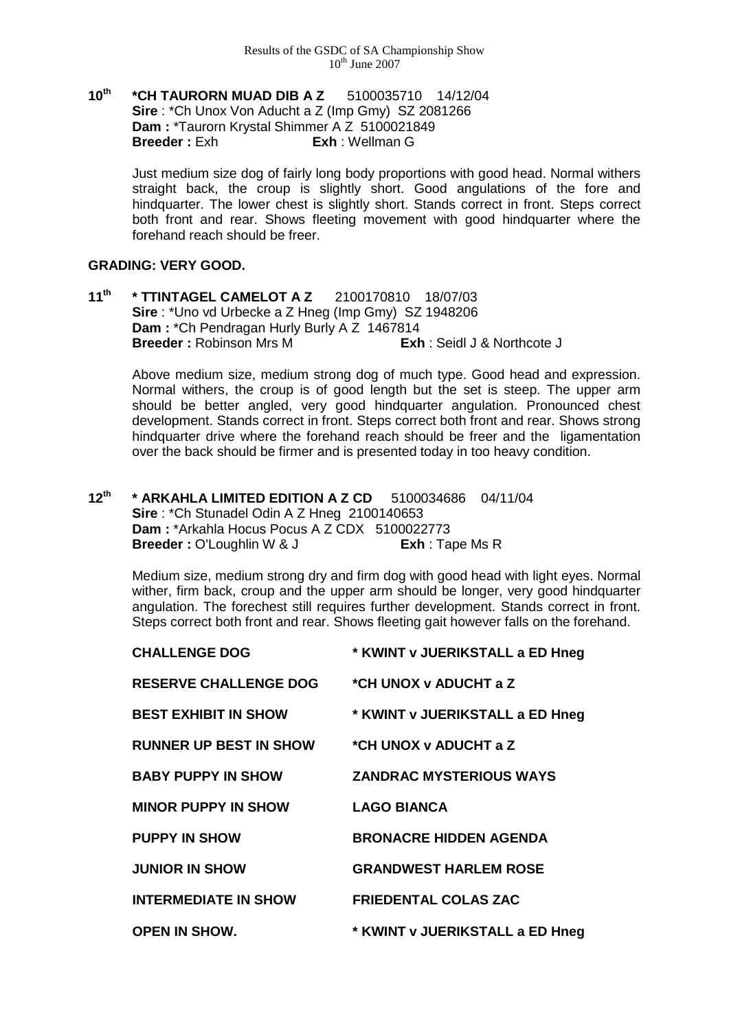**10th** **\*CH TAURORN MUAD DIB A Z** 5100035710 14/12/04
**Sire** : \*Ch Unox Von Aducht a Z (Imp Gmy) SZ 2081266
**Dam :** \*Taurorn Krystal Shimmer A Z 5100021849
**Breeder :** Exh **Exh** : Wellman G

Just medium size dog of fairly long body proportions with good head. Normal withers straight back, the croup is slightly short. Good angulations of the fore and hindquarter. The lower chest is slightly short. Stands correct in front. Steps correct both front and rear. Shows fleeting movement with good hindquarter where the forehand reach should be freer.

**GRADING: VERY GOOD.**

**11th** **\* TTINTAGEL CAMELOT A Z** 2100170810 18/07/03
**Sire** : \*Uno vd Urbecke a Z Hneg (Imp Gmy) SZ 1948206
**Dam :** \*Ch Pendragan Hurly Burly A Z 1467814
**Breeder :** Robinson Mrs M **Exh** : Seidl J & Northcote J

Above medium size, medium strong dog of much type. Good head and expression. Normal withers, the croup is of good length but the set is steep. The upper arm should be better angled, very good hindquarter angulation. Pronounced chest development. Stands correct in front. Steps correct both front and rear. Shows strong hindquarter drive where the forehand reach should be freer and the ligamentation over the back should be firmer and is presented today in too heavy condition.

**12th** **\* ARKAHLA LIMITED EDITION A Z CD** 5100034686 04/11/04
**Sire** : \*Ch Stunadel Odin A Z Hneg 2100140653
**Dam :** \*Arkahla Hocus Pocus A Z CDX 5100022773
**Breeder :** O'Loughlin W & J **Exh** : Tape Ms R

Medium size, medium strong dry and firm dog with good head with light eyes. Normal wither, firm back, croup and the upper arm should be longer, very good hindquarter angulation. The forechest still requires further development. Stands correct in front. Steps correct both front and rear. Shows fleeting gait however falls on the forehand.

| | |
|---|---|
| **CHALLENGE DOG** | **\* KWINT v JUERIKSTALL a ED Hneg** |
| **RESERVE CHALLENGE DOG** | **\*CH UNOX v ADUCHT a Z** |
| **BEST EXHIBIT IN SHOW** | **\* KWINT v JUERIKSTALL a ED Hneg** |
| **RUNNER UP BEST IN SHOW** | **\*CH UNOX v ADUCHT a Z** |
| **BABY PUPPY IN SHOW** | **ZANDRAC MYSTERIOUS WAYS** |
| **MINOR PUPPY IN SHOW** | **LAGO BIANCA** |
| **PUPPY IN SHOW** | **BRONACRE HIDDEN AGENDA** |
| **JUNIOR IN SHOW** | **GRANDWEST HARLEM ROSE** |
| **INTERMEDIATE IN SHOW** | **FRIEDENTAL COLAS ZAC** |
| **OPEN IN SHOW.** | **\* KWINT v JUERIKSTALL a ED Hneg** |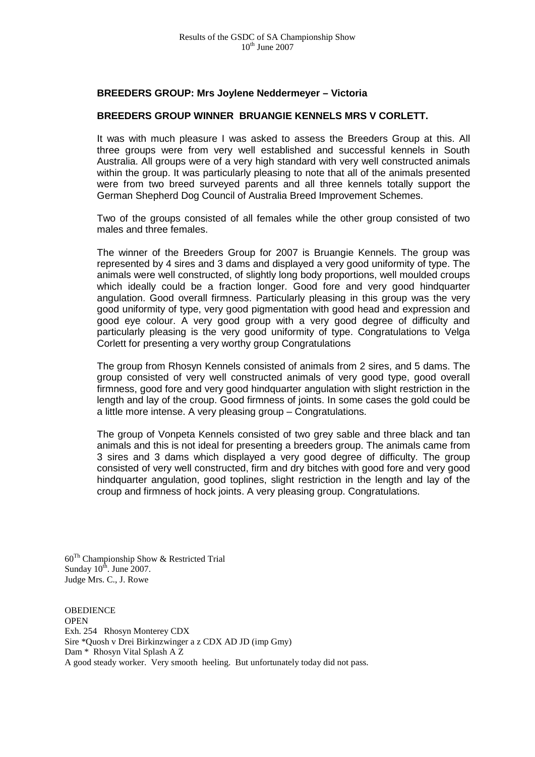**BREEDERS GROUP: Mrs Joylene Neddermeyer – Victoria**

**BREEDERS GROUP WINNER BRUANGIE KENNELS MRS V CORLETT.**

It was with much pleasure I was asked to assess the Breeders Group at this. All three groups were from very well established and successful kennels in South Australia. All groups were of a very high standard with very well constructed animals within the group. It was particularly pleasing to note that all of the animals presented were from two breed surveyed parents and all three kennels totally support the German Shepherd Dog Council of Australia Breed Improvement Schemes.

Two of the groups consisted of all females while the other group consisted of two males and three females.

The winner of the Breeders Group for 2007 is Bruangie Kennels. The group was represented by 4 sires and 3 dams and displayed a very good uniformity of type. The animals were well constructed, of slightly long body proportions, well moulded croups which ideally could be a fraction longer. Good fore and very good hindquarter angulation. Good overall firmness. Particularly pleasing in this group was the very good uniformity of type, very good pigmentation with good head and expression and good eye colour. A very good group with a very good degree of difficulty and particularly pleasing is the very good uniformity of type. Congratulations to Velga Corlett for presenting a very worthy group Congratulations

The group from Rhosyn Kennels consisted of animals from 2 sires, and 5 dams. The group consisted of very well constructed animals of very good type, good overall firmness, good fore and very good hindquarter angulation with slight restriction in the length and lay of the croup. Good firmness of joints. In some cases the gold could be a little more intense. A very pleasing group – Congratulations.

The group of Vonpeta Kennels consisted of two grey sable and three black and tan animals and this is not ideal for presenting a breeders group. The animals came from 3 sires and 3 dams which displayed a very good degree of difficulty. The group consisted of very well constructed, firm and dry bitches with good fore and very good hindquarter angulation, good toplines, slight restriction in the length and lay of the croup and firmness of hock joints. A very pleasing group. Congratulations.

60Th Championship Show & Restricted Trial
Sunday 10th. June 2007.
Judge Mrs. C., J. Rowe

OBEDIENCE
OPEN
Exh. 254 Rhosyn Monterey CDX
Sire *Quosh v Drei Birkinzwinger a z CDX AD JD (imp Gmy)
Dam * Rhosyn Vital Splash A Z
A good steady worker. Very smooth heeling. But unfortunately today did not pass.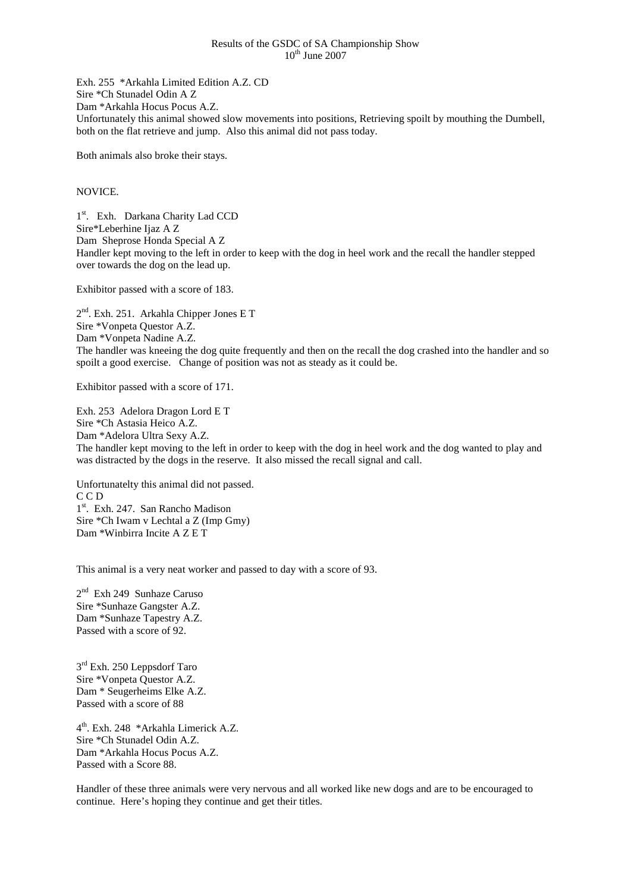Results of the GSDC of SA Championship Show
10th June 2007

Exh. 255 *Arkahla Limited Edition A.Z. CD
Sire *Ch Stunadel Odin A Z
Dam *Arkahla Hocus Pocus A.Z.
Unfortunately this animal showed slow movements into positions, Retrieving spoilt by mouthing the Dumbell, both on the flat retrieve and jump. Also this animal did not pass today.

Both animals also broke their stays.

NOVICE.

1st. Exh. Darkana Charity Lad CCD
Sire*Leberhine Ijaz A Z
Dam Sheprose Honda Special A Z
Handler kept moving to the left in order to keep with the dog in heel work and the recall the handler stepped over towards the dog on the lead up.

Exhibitor passed with a score of 183.

2nd. Exh. 251. Arkahla Chipper Jones E T
Sire *Vonpeta Questor A.Z.
Dam *Vonpeta Nadine A.Z.
The handler was kneeing the dog quite frequently and then on the recall the dog crashed into the handler and so spoilt a good exercise. Change of position was not as steady as it could be.

Exhibitor passed with a score of 171.

Exh. 253 Adelora Dragon Lord E T
Sire *Ch Astasia Heico A.Z.
Dam *Adelora Ultra Sexy A.Z.
The handler kept moving to the left in order to keep with the dog in heel work and the dog wanted to play and was distracted by the dogs in the reserve. It also missed the recall signal and call.

Unfortunatelty this animal did not passed.
C C D
1st. Exh. 247. San Rancho Madison
Sire *Ch Iwam v Lechtal a Z (Imp Gmy)
Dam *Winbirra Incite A Z E T

This animal is a very neat worker and passed to day with a score of 93.

2nd Exh 249 Sunhaze Caruso
Sire *Sunhaze Gangster A.Z.
Dam *Sunhaze Tapestry A.Z.
Passed with a score of 92.

3rd Exh. 250 Leppsdorf Taro
Sire *Vonpeta Questor A.Z.
Dam * Seugerheims Elke A.Z.
Passed with a score of 88

4th. Exh. 248 *Arkahla Limerick A.Z.
Sire *Ch Stunadel Odin A.Z.
Dam *Arkahla Hocus Pocus A.Z.
Passed with a Score 88.

Handler of these three animals were very nervous and all worked like new dogs and are to be encouraged to continue. Here's hoping they continue and get their titles.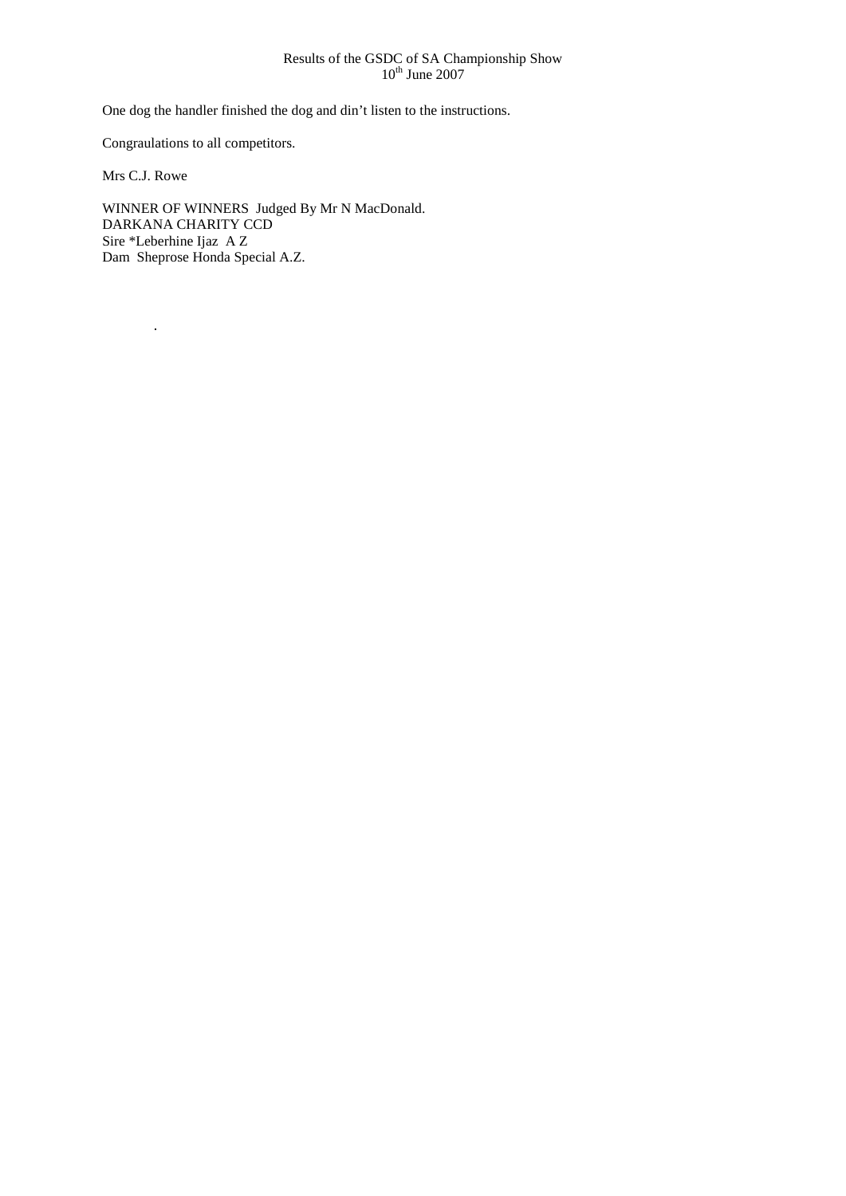Results of the GSDC of SA Championship Show
10th June 2007

One dog the handler finished the dog and din't listen to the instructions.

Congraulations to all competitors.

Mrs C.J. Rowe

WINNER OF WINNERS Judged By Mr N MacDonald.
DARKANA CHARITY CCD
Sire *Leberhine Ijaz A Z
Dam Sheprose Honda Special A.Z.

.